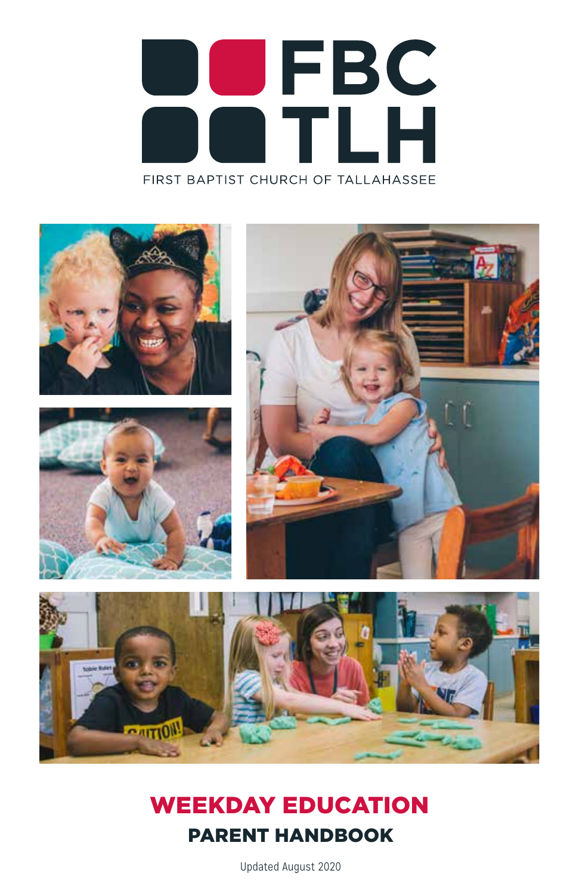# FBC TLH

FIRST BAPTIST CHURCH OF TALLAHASSEE

# WEEKDAY EDUCATION

## PARENT HANDBOOK

Updated August 2020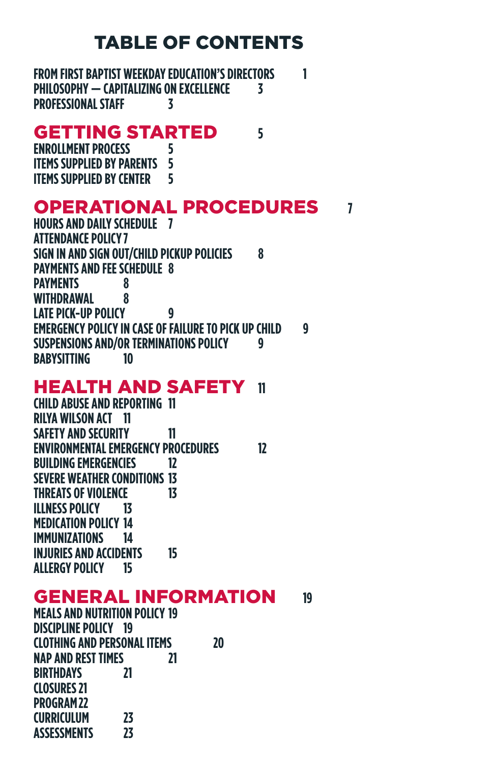# TABLE OF CONTENTS

FROM FIRST BAPTIST WEEKDAY EDUCATION'S DIRECTORS 1
PHILOSOPHY — CAPITALIZING ON EXCELLENCE 3
PROFESSIONAL STAFF 3

## GETTING STARTED 5

ENROLLMENT PROCESS 5
ITEMS SUPPLIED BY PARENTS 5
ITEMS SUPPLIED BY CENTER 5

## OPERATIONAL PROCEDURES 7

HOURS AND DAILY SCHEDULE 7
ATTENDANCE POLICY 7
SIGN IN AND SIGN OUT/CHILD PICKUP POLICIES 8
PAYMENTS AND FEE SCHEDULE 8
PAYMENTS 8
WITHDRAWAL 8
LATE PICK-UP POLICY 9
EMERGENCY POLICY IN CASE OF FAILURE TO PICK UP CHILD 9
SUSPENSIONS AND/OR TERMINATIONS POLICY 9
BABYSITTING 10

## HEALTH AND SAFETY 11

CHILD ABUSE AND REPORTING 11
RILYA WILSON ACT 11
SAFETY AND SECURITY 11
ENVIRONMENTAL EMERGENCY PROCEDURES 12
BUILDING EMERGENCIES 12
SEVERE WEATHER CONDITIONS 13
THREATS OF VIOLENCE 13
ILLNESS POLICY 13
MEDICATION POLICY 14
IMMUNIZATIONS 14
INJURIES AND ACCIDENTS 15
ALLERGY POLICY 15

## GENERAL INFORMATION 19

MEALS AND NUTRITION POLICY 19
DISCIPLINE POLICY 19
CLOTHING AND PERSONAL ITEMS 20
NAP AND REST TIMES 21
BIRTHDAYS 21
CLOSURES 21
PROGRAM 22
CURRICULUM 23
ASSESSMENTS 23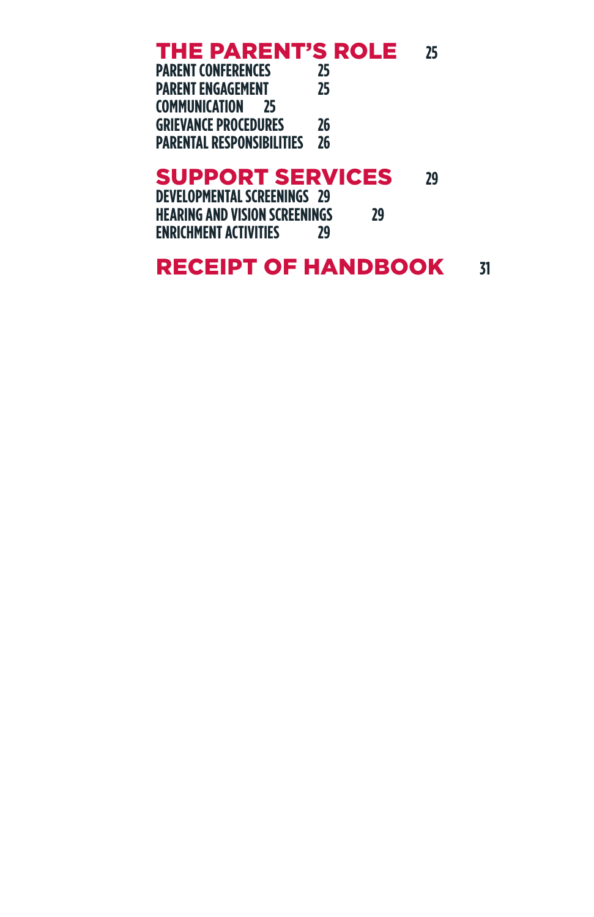## THE PARENT'S ROLE 25

PARENT CONFERENCES 25
PARENT ENGAGEMENT 25
COMMUNICATION 25
GRIEVANCE PROCEDURES 26
PARENTAL RESPONSIBILITIES 26

## SUPPORT SERVICES 29

DEVELOPMENTAL SCREENINGS 29
HEARING AND VISION SCREENINGS 29
ENRICHMENT ACTIVITIES 29

## RECEIPT OF HANDBOOK 31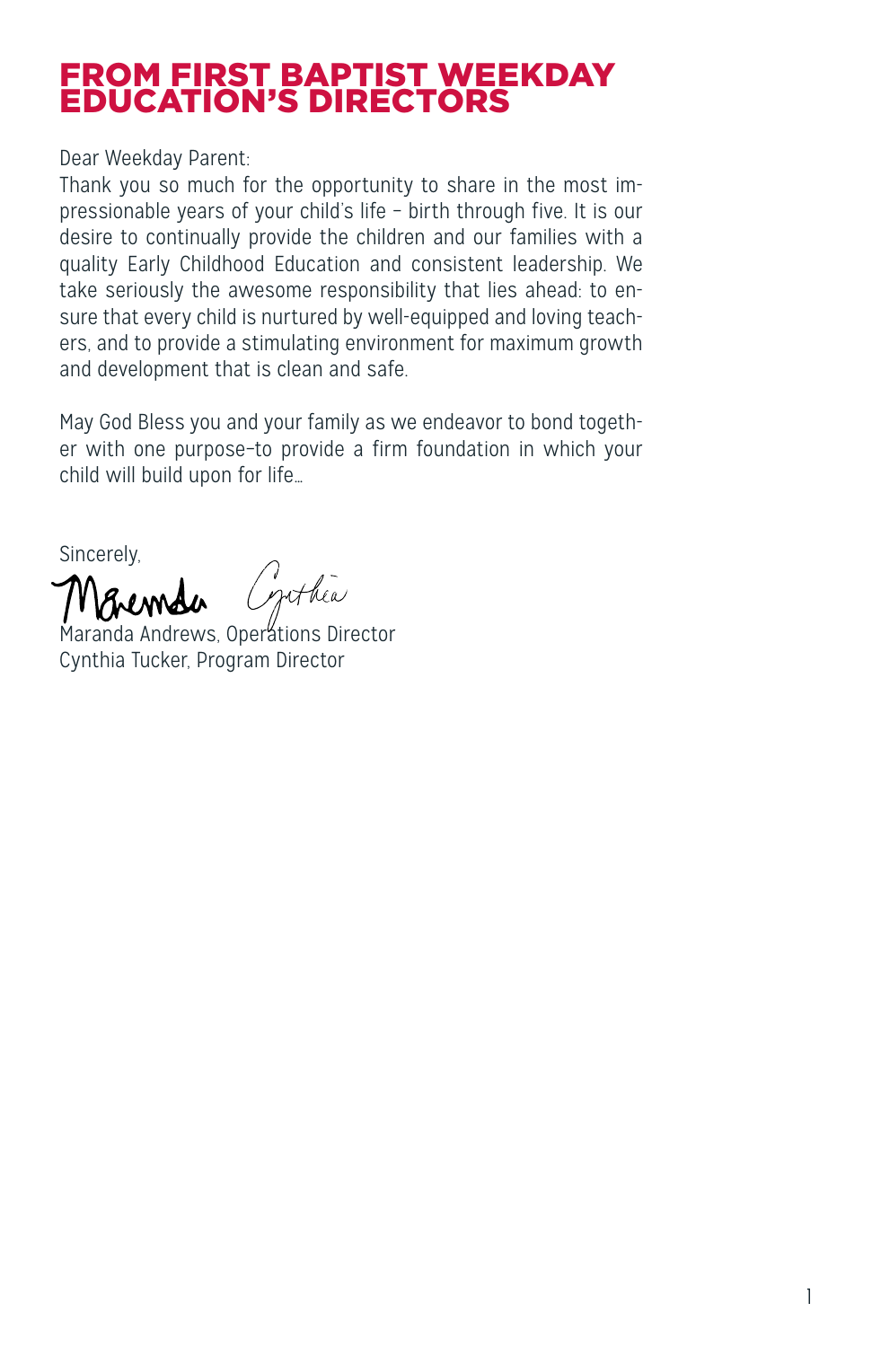# FROM FIRST BAPTIST WEEKDAY EDUCATION'S DIRECTORS

Dear Weekday Parent:

Thank you so much for the opportunity to share in the most impressionable years of your child's life – birth through five. It is our desire to continually provide the children and our families with a quality Early Childhood Education and consistent leadership. We take seriously the awesome responsibility that lies ahead: to ensure that every child is nurtured by well-equipped and loving teachers, and to provide a stimulating environment for maximum growth and development that is clean and safe.

May God Bless you and your family as we endeavor to bond together with one purpose–to provide a firm foundation in which your child will build upon for life…

Sincerely,

Maranda Andrews, Operations Director
Cynthia Tucker, Program Director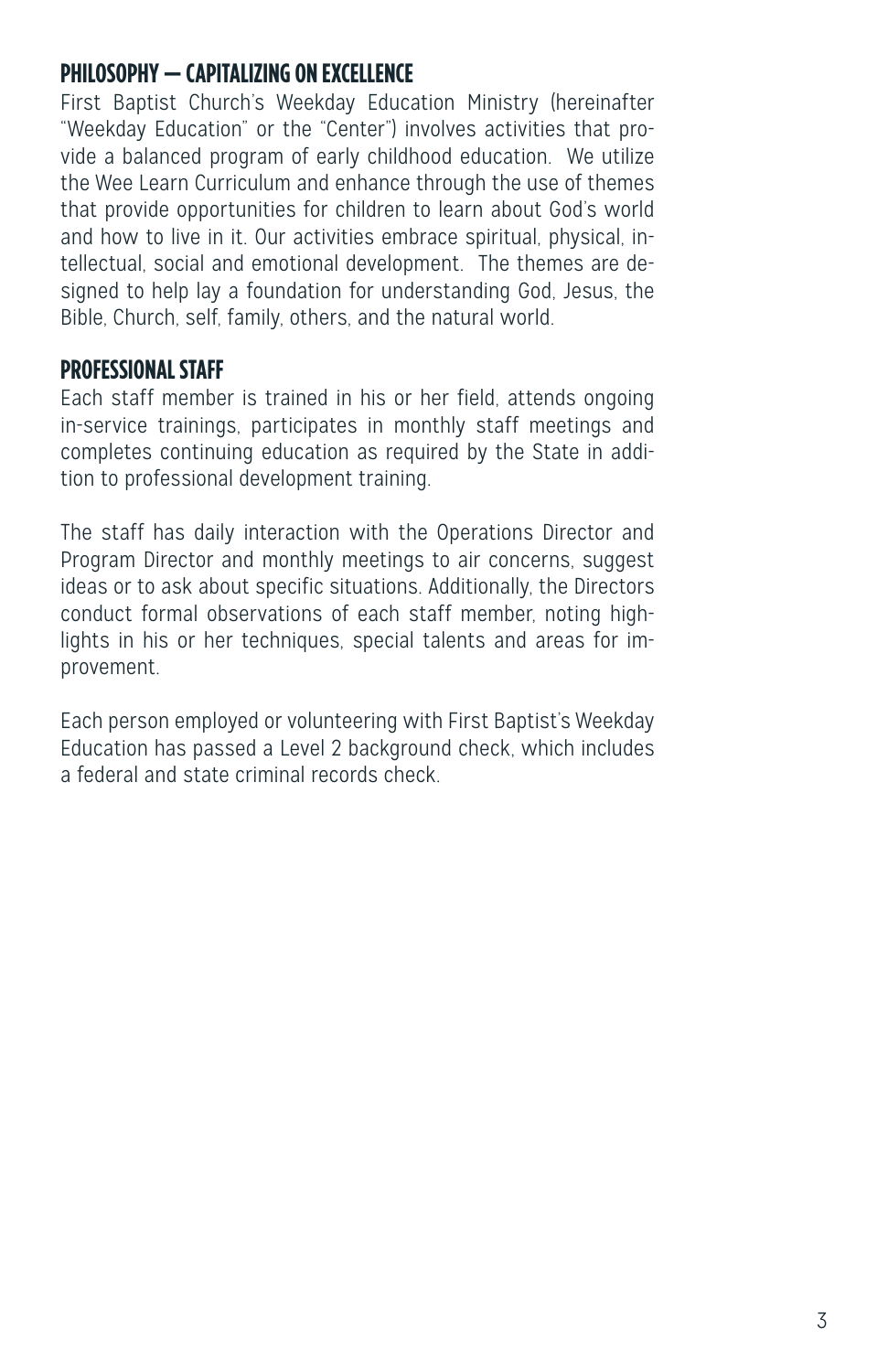## PHILOSOPHY — CAPITALIZING ON EXCELLENCE

First Baptist Church's Weekday Education Ministry (hereinafter "Weekday Education" or the "Center") involves activities that provide a balanced program of early childhood education. We utilize the Wee Learn Curriculum and enhance through the use of themes that provide opportunities for children to learn about God's world and how to live in it. Our activities embrace spiritual, physical, intellectual, social and emotional development. The themes are designed to help lay a foundation for understanding God, Jesus, the Bible, Church, self, family, others, and the natural world.

## PROFESSIONAL STAFF

Each staff member is trained in his or her field, attends ongoing in-service trainings, participates in monthly staff meetings and completes continuing education as required by the State in addition to professional development training.

The staff has daily interaction with the Operations Director and Program Director and monthly meetings to air concerns, suggest ideas or to ask about specific situations. Additionally, the Directors conduct formal observations of each staff member, noting highlights in his or her techniques, special talents and areas for improvement.

Each person employed or volunteering with First Baptist's Weekday Education has passed a Level 2 background check, which includes a federal and state criminal records check.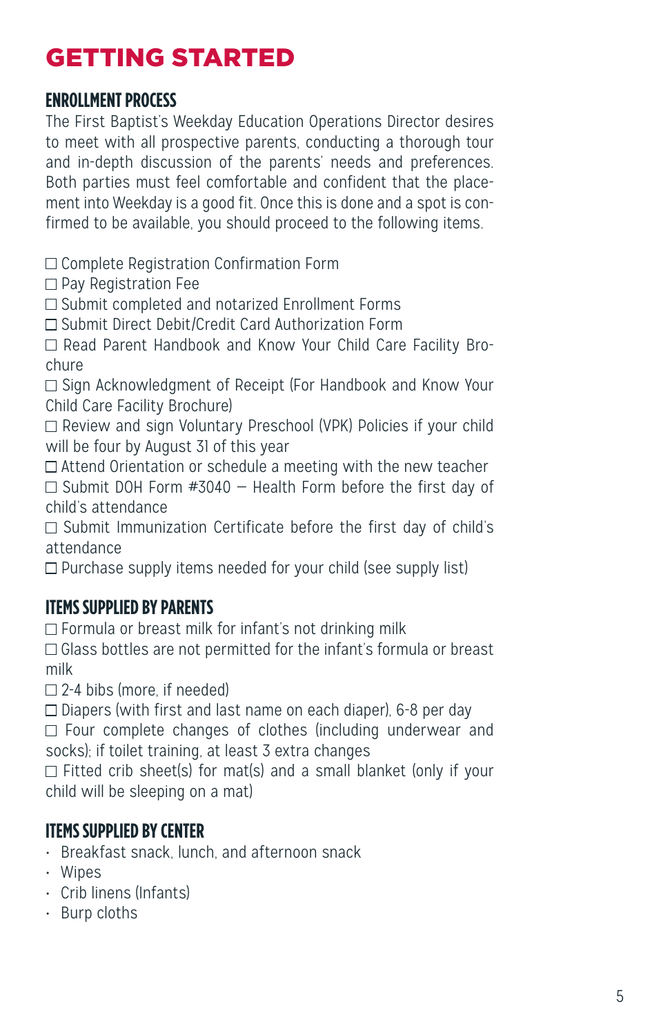# GETTING STARTED

## ENROLLMENT PROCESS

The First Baptist's Weekday Education Operations Director desires to meet with all prospective parents, conducting a thorough tour and in-depth discussion of the parents' needs and preferences. Both parties must feel comfortable and confident that the placement into Weekday is a good fit. Once this is done and a spot is confirmed to be available, you should proceed to the following items.

- ☐ Complete Registration Confirmation Form
- ☐ Pay Registration Fee
- ☐ Submit completed and notarized Enrollment Forms
- ☐ Submit Direct Debit/Credit Card Authorization Form
- ☐ Read Parent Handbook and Know Your Child Care Facility Brochure
- ☐ Sign Acknowledgment of Receipt (For Handbook and Know Your Child Care Facility Brochure)
- ☐ Review and sign Voluntary Preschool (VPK) Policies if your child will be four by August 31 of this year
- ☐ Attend Orientation or schedule a meeting with the new teacher
- ☐ Submit DOH Form #3040 – Health Form before the first day of child's attendance
- ☐ Submit Immunization Certificate before the first day of child's attendance
- ☐ Purchase supply items needed for your child (see supply list)

## ITEMS SUPPLIED BY PARENTS

- ☐ Formula or breast milk for infant's not drinking milk
- ☐ Glass bottles are not permitted for the infant's formula or breast milk
- ☐ 2-4 bibs (more, if needed)
- ☐ Diapers (with first and last name on each diaper), 6-8 per day
- ☐ Four complete changes of clothes (including underwear and socks); if toilet training, at least 3 extra changes
- ☐ Fitted crib sheet(s) for mat(s) and a small blanket (only if your child will be sleeping on a mat)

## ITEMS SUPPLIED BY CENTER

- Breakfast snack, lunch, and afternoon snack
- Wipes
- Crib linens (Infants)
- Burp cloths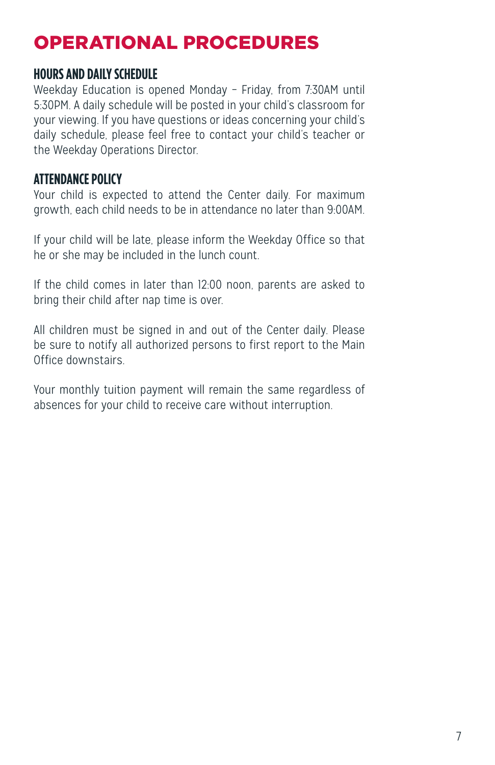# OPERATIONAL PROCEDURES

## HOURS AND DAILY SCHEDULE

Weekday Education is opened Monday – Friday, from 7:30AM until 5:30PM. A daily schedule will be posted in your child's classroom for your viewing. If you have questions or ideas concerning your child's daily schedule, please feel free to contact your child's teacher or the Weekday Operations Director.

## ATTENDANCE POLICY

Your child is expected to attend the Center daily. For maximum growth, each child needs to be in attendance no later than 9:00AM.

If your child will be late, please inform the Weekday Office so that he or she may be included in the lunch count.

If the child comes in later than 12:00 noon, parents are asked to bring their child after nap time is over.

All children must be signed in and out of the Center daily. Please be sure to notify all authorized persons to first report to the Main Office downstairs.

Your monthly tuition payment will remain the same regardless of absences for your child to receive care without interruption.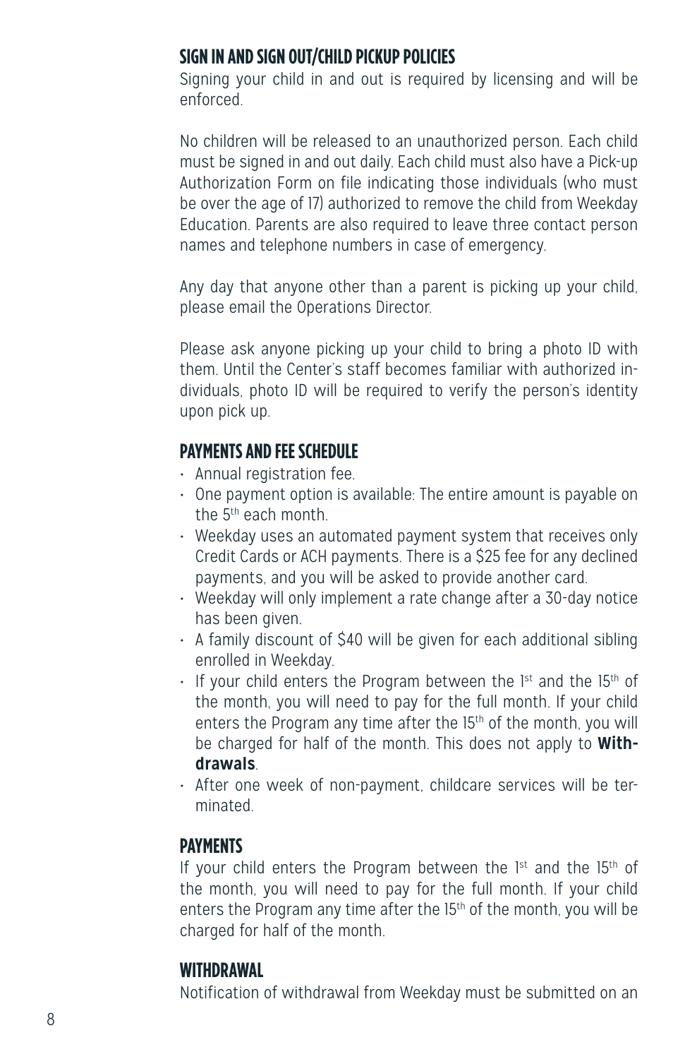## SIGN IN AND SIGN OUT/CHILD PICKUP POLICIES

Signing your child in and out is required by licensing and will be enforced.

No children will be released to an unauthorized person. Each child must be signed in and out daily. Each child must also have a Pick-up Authorization Form on file indicating those individuals (who must be over the age of 17) authorized to remove the child from Weekday Education. Parents are also required to leave three contact person names and telephone numbers in case of emergency.

Any day that anyone other than a parent is picking up your child, please email the Operations Director.

Please ask anyone picking up your child to bring a photo ID with them. Until the Center's staff becomes familiar with authorized individuals, photo ID will be required to verify the person's identity upon pick up.

## PAYMENTS AND FEE SCHEDULE

- Annual registration fee.
- One payment option is available: The entire amount is payable on the 5th each month.
- Weekday uses an automated payment system that receives only Credit Cards or ACH payments. There is a $25 fee for any declined payments, and you will be asked to provide another card.
- Weekday will only implement a rate change after a 30-day notice has been given.
- A family discount of $40 will be given for each additional sibling enrolled in Weekday.
- If your child enters the Program between the 1st and the 15th of the month, you will need to pay for the full month. If your child enters the Program any time after the 15th of the month, you will be charged for half of the month. This does not apply to **Withdrawals**.
- After one week of non-payment, childcare services will be terminated.

## PAYMENTS

If your child enters the Program between the 1st and the 15th of the month, you will need to pay for the full month. If your child enters the Program any time after the 15th of the month, you will be charged for half of the month.

## WITHDRAWAL

Notification of withdrawal from Weekday must be submitted on an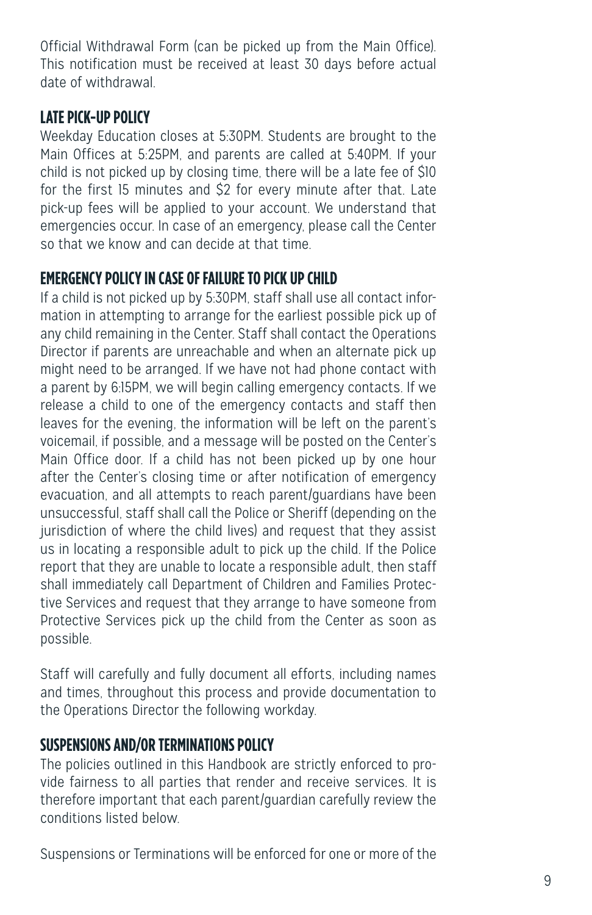Official Withdrawal Form (can be picked up from the Main Office). This notification must be received at least 30 days before actual date of withdrawal.

## LATE PICK-UP POLICY

Weekday Education closes at 5:30PM. Students are brought to the Main Offices at 5:25PM, and parents are called at 5:40PM. If your child is not picked up by closing time, there will be a late fee of $10 for the first 15 minutes and $2 for every minute after that. Late pick-up fees will be applied to your account. We understand that emergencies occur. In case of an emergency, please call the Center so that we know and can decide at that time.

## EMERGENCY POLICY IN CASE OF FAILURE TO PICK UP CHILD

If a child is not picked up by 5:30PM, staff shall use all contact information in attempting to arrange for the earliest possible pick up of any child remaining in the Center. Staff shall contact the Operations Director if parents are unreachable and when an alternate pick up might need to be arranged. If we have not had phone contact with a parent by 6:15PM, we will begin calling emergency contacts. If we release a child to one of the emergency contacts and staff then leaves for the evening, the information will be left on the parent's voicemail, if possible, and a message will be posted on the Center's Main Office door. If a child has not been picked up by one hour after the Center's closing time or after notification of emergency evacuation, and all attempts to reach parent/guardians have been unsuccessful, staff shall call the Police or Sheriff (depending on the jurisdiction of where the child lives) and request that they assist us in locating a responsible adult to pick up the child. If the Police report that they are unable to locate a responsible adult, then staff shall immediately call Department of Children and Families Protective Services and request that they arrange to have someone from Protective Services pick up the child from the Center as soon as possible.

Staff will carefully and fully document all efforts, including names and times, throughout this process and provide documentation to the Operations Director the following workday.

## SUSPENSIONS AND/OR TERMINATIONS POLICY

The policies outlined in this Handbook are strictly enforced to provide fairness to all parties that render and receive services. It is therefore important that each parent/guardian carefully review the conditions listed below.

Suspensions or Terminations will be enforced for one or more of the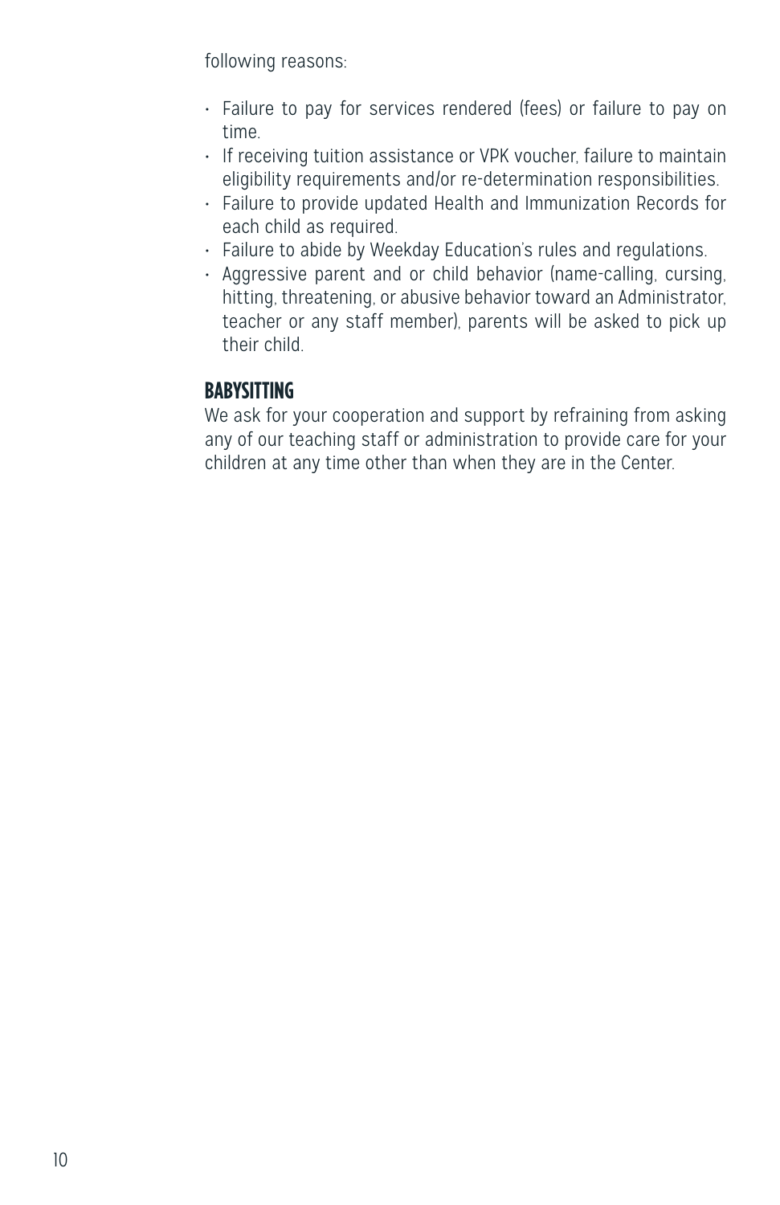following reasons:

- Failure to pay for services rendered (fees) or failure to pay on time.
- If receiving tuition assistance or VPK voucher, failure to maintain eligibility requirements and/or re-determination responsibilities.
- Failure to provide updated Health and Immunization Records for each child as required.
- Failure to abide by Weekday Education's rules and regulations.
- Aggressive parent and or child behavior (name-calling, cursing, hitting, threatening, or abusive behavior toward an Administrator, teacher or any staff member), parents will be asked to pick up their child.

## BABYSITTING

We ask for your cooperation and support by refraining from asking any of our teaching staff or administration to provide care for your children at any time other than when they are in the Center.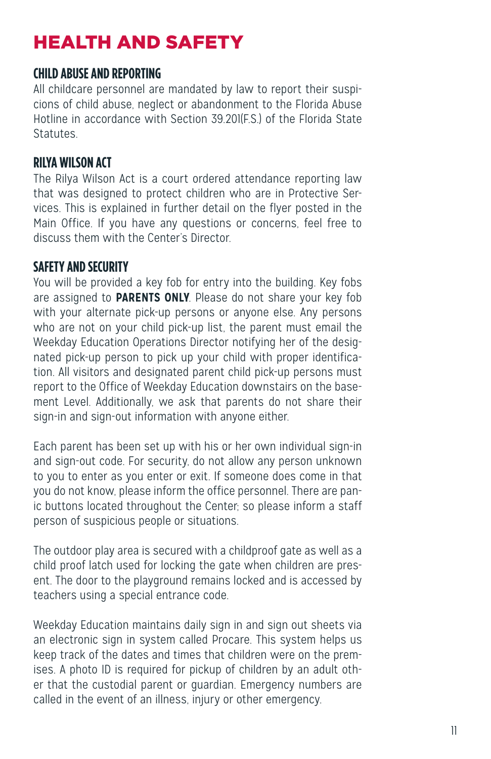# HEALTH AND SAFETY

## CHILD ABUSE AND REPORTING

All childcare personnel are mandated by law to report their suspicions of child abuse, neglect or abandonment to the Florida Abuse Hotline in accordance with Section 39.201(F.S.) of the Florida State Statutes.

## RILYA WILSON ACT

The Rilya Wilson Act is a court ordered attendance reporting law that was designed to protect children who are in Protective Services. This is explained in further detail on the flyer posted in the Main Office. If you have any questions or concerns, feel free to discuss them with the Center's Director.

## SAFETY AND SECURITY

You will be provided a key fob for entry into the building. Key fobs are assigned to **PARENTS ONLY**. Please do not share your key fob with your alternate pick-up persons or anyone else. Any persons who are not on your child pick-up list, the parent must email the Weekday Education Operations Director notifying her of the designated pick-up person to pick up your child with proper identification. All visitors and designated parent child pick-up persons must report to the Office of Weekday Education downstairs on the basement Level. Additionally, we ask that parents do not share their sign-in and sign-out information with anyone either.

Each parent has been set up with his or her own individual sign-in and sign-out code. For security, do not allow any person unknown to you to enter as you enter or exit. If someone does come in that you do not know, please inform the office personnel. There are panic buttons located throughout the Center; so please inform a staff person of suspicious people or situations.

The outdoor play area is secured with a childproof gate as well as a child proof latch used for locking the gate when children are present. The door to the playground remains locked and is accessed by teachers using a special entrance code.

Weekday Education maintains daily sign in and sign out sheets via an electronic sign in system called Procare. This system helps us keep track of the dates and times that children were on the premises. A photo ID is required for pickup of children by an adult other that the custodial parent or guardian. Emergency numbers are called in the event of an illness, injury or other emergency.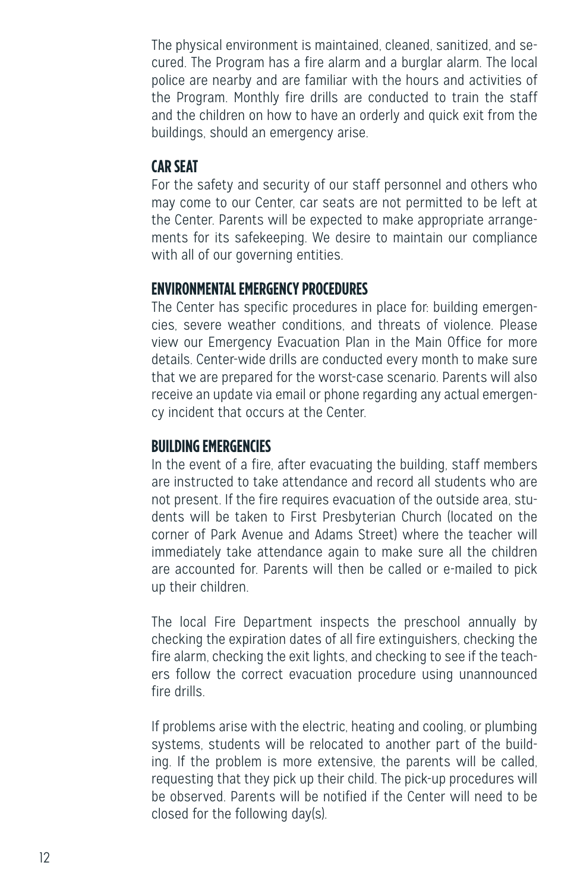The physical environment is maintained, cleaned, sanitized, and secured. The Program has a fire alarm and a burglar alarm. The local police are nearby and are familiar with the hours and activities of the Program. Monthly fire drills are conducted to train the staff and the children on how to have an orderly and quick exit from the buildings, should an emergency arise.

## CAR SEAT

For the safety and security of our staff personnel and others who may come to our Center, car seats are not permitted to be left at the Center. Parents will be expected to make appropriate arrangements for its safekeeping. We desire to maintain our compliance with all of our governing entities.

## ENVIRONMENTAL EMERGENCY PROCEDURES

The Center has specific procedures in place for: building emergencies, severe weather conditions, and threats of violence. Please view our Emergency Evacuation Plan in the Main Office for more details. Center-wide drills are conducted every month to make sure that we are prepared for the worst-case scenario. Parents will also receive an update via email or phone regarding any actual emergency incident that occurs at the Center.

## BUILDING EMERGENCIES

In the event of a fire, after evacuating the building, staff members are instructed to take attendance and record all students who are not present. If the fire requires evacuation of the outside area, students will be taken to First Presbyterian Church (located on the corner of Park Avenue and Adams Street) where the teacher will immediately take attendance again to make sure all the children are accounted for. Parents will then be called or e-mailed to pick up their children.

The local Fire Department inspects the preschool annually by checking the expiration dates of all fire extinguishers, checking the fire alarm, checking the exit lights, and checking to see if the teachers follow the correct evacuation procedure using unannounced fire drills.

If problems arise with the electric, heating and cooling, or plumbing systems, students will be relocated to another part of the building. If the problem is more extensive, the parents will be called, requesting that they pick up their child. The pick-up procedures will be observed. Parents will be notified if the Center will need to be closed for the following day(s).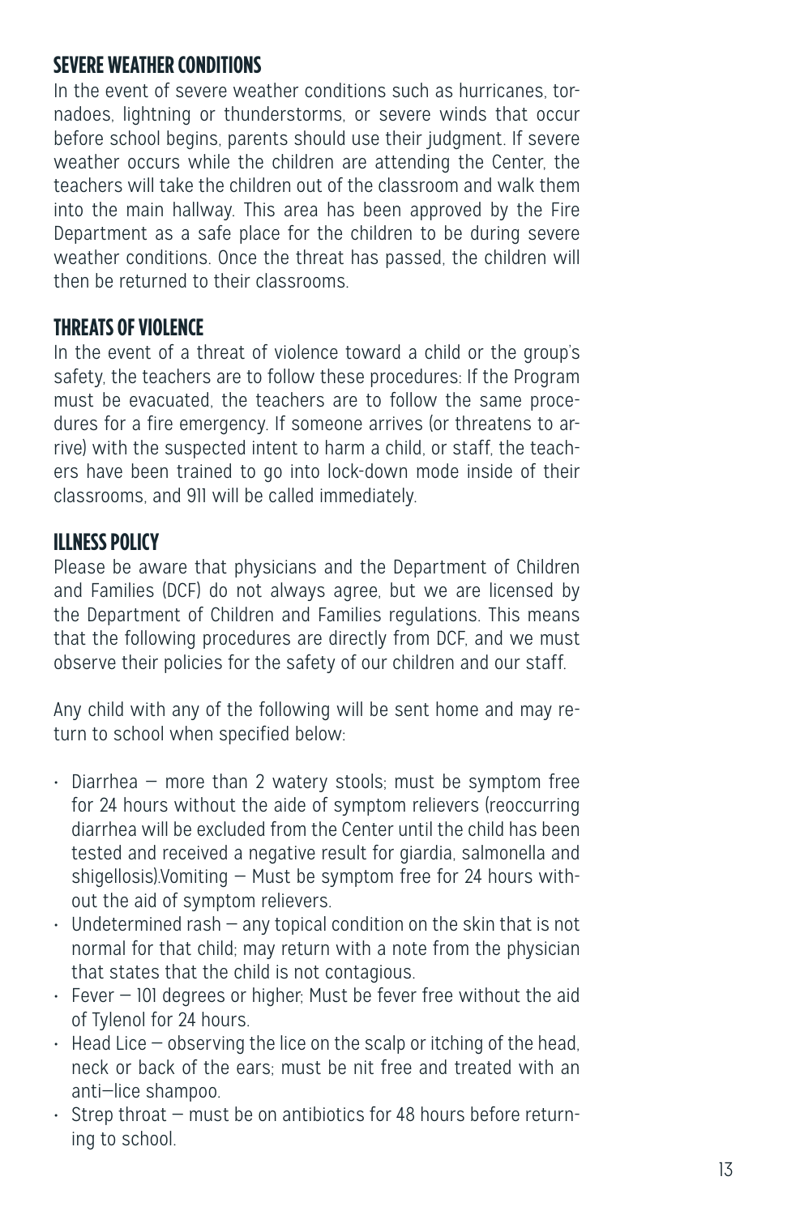## SEVERE WEATHER CONDITIONS

In the event of severe weather conditions such as hurricanes, tornadoes, lightning or thunderstorms, or severe winds that occur before school begins, parents should use their judgment. If severe weather occurs while the children are attending the Center, the teachers will take the children out of the classroom and walk them into the main hallway. This area has been approved by the Fire Department as a safe place for the children to be during severe weather conditions. Once the threat has passed, the children will then be returned to their classrooms.

## THREATS OF VIOLENCE

In the event of a threat of violence toward a child or the group's safety, the teachers are to follow these procedures: If the Program must be evacuated, the teachers are to follow the same procedures for a fire emergency. If someone arrives (or threatens to arrive) with the suspected intent to harm a child, or staff, the teachers have been trained to go into lock-down mode inside of their classrooms, and 911 will be called immediately.

## ILLNESS POLICY

Please be aware that physicians and the Department of Children and Families (DCF) do not always agree, but we are licensed by the Department of Children and Families regulations. This means that the following procedures are directly from DCF, and we must observe their policies for the safety of our children and our staff.

Any child with any of the following will be sent home and may return to school when specified below:

- Diarrhea – more than 2 watery stools; must be symptom free for 24 hours without the aide of symptom relievers (reoccurring diarrhea will be excluded from the Center until the child has been tested and received a negative result for giardia, salmonella and shigellosis).Vomiting – Must be symptom free for 24 hours without the aid of symptom relievers.
- Undetermined rash – any topical condition on the skin that is not normal for that child; may return with a note from the physician that states that the child is not contagious.
- Fever – 101 degrees or higher; Must be fever free without the aid of Tylenol for 24 hours.
- Head Lice – observing the lice on the scalp or itching of the head, neck or back of the ears; must be nit free and treated with an anti–lice shampoo.
- Strep throat – must be on antibiotics for 48 hours before returning to school.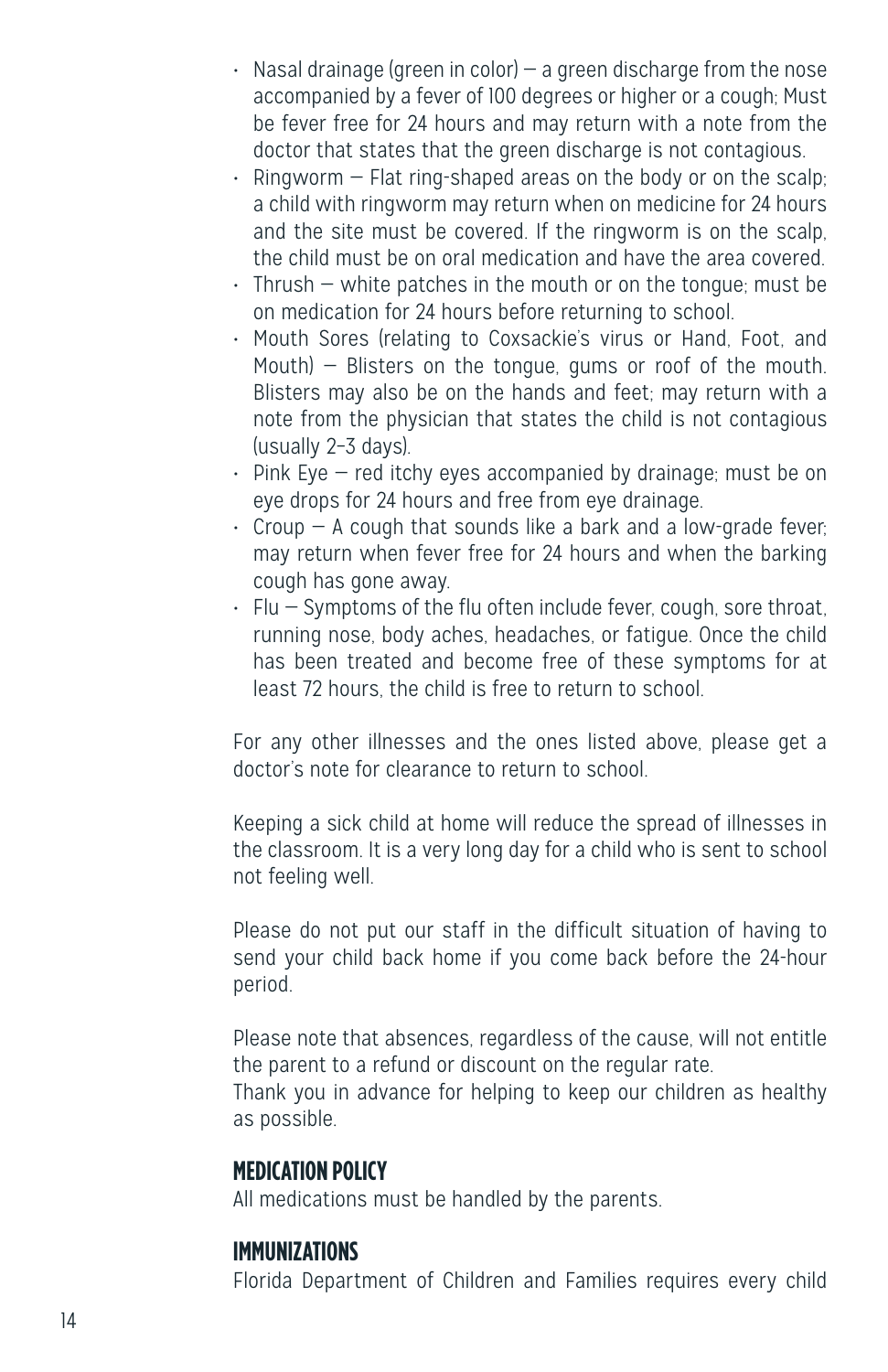- Nasal drainage (green in color) – a green discharge from the nose accompanied by a fever of 100 degrees or higher or a cough; Must be fever free for 24 hours and may return with a note from the doctor that states that the green discharge is not contagious.
- Ringworm – Flat ring-shaped areas on the body or on the scalp; a child with ringworm may return when on medicine for 24 hours and the site must be covered. If the ringworm is on the scalp, the child must be on oral medication and have the area covered.
- Thrush – white patches in the mouth or on the tongue; must be on medication for 24 hours before returning to school.
- Mouth Sores (relating to Coxsackie's virus or Hand, Foot, and Mouth) – Blisters on the tongue, gums or roof of the mouth. Blisters may also be on the hands and feet; may return with a note from the physician that states the child is not contagious (usually 2–3 days).
- Pink Eye – red itchy eyes accompanied by drainage; must be on eye drops for 24 hours and free from eye drainage.
- Croup – A cough that sounds like a bark and a low-grade fever; may return when fever free for 24 hours and when the barking cough has gone away.
- Flu – Symptoms of the flu often include fever, cough, sore throat, running nose, body aches, headaches, or fatigue. Once the child has been treated and become free of these symptoms for at least 72 hours, the child is free to return to school.

For any other illnesses and the ones listed above, please get a doctor's note for clearance to return to school.

Keeping a sick child at home will reduce the spread of illnesses in the classroom. It is a very long day for a child who is sent to school not feeling well.

Please do not put our staff in the difficult situation of having to send your child back home if you come back before the 24-hour period.

Please note that absences, regardless of the cause, will not entitle the parent to a refund or discount on the regular rate.
Thank you in advance for helping to keep our children as healthy as possible.

## MEDICATION POLICY

All medications must be handled by the parents.

## IMMUNIZATIONS

Florida Department of Children and Families requires every child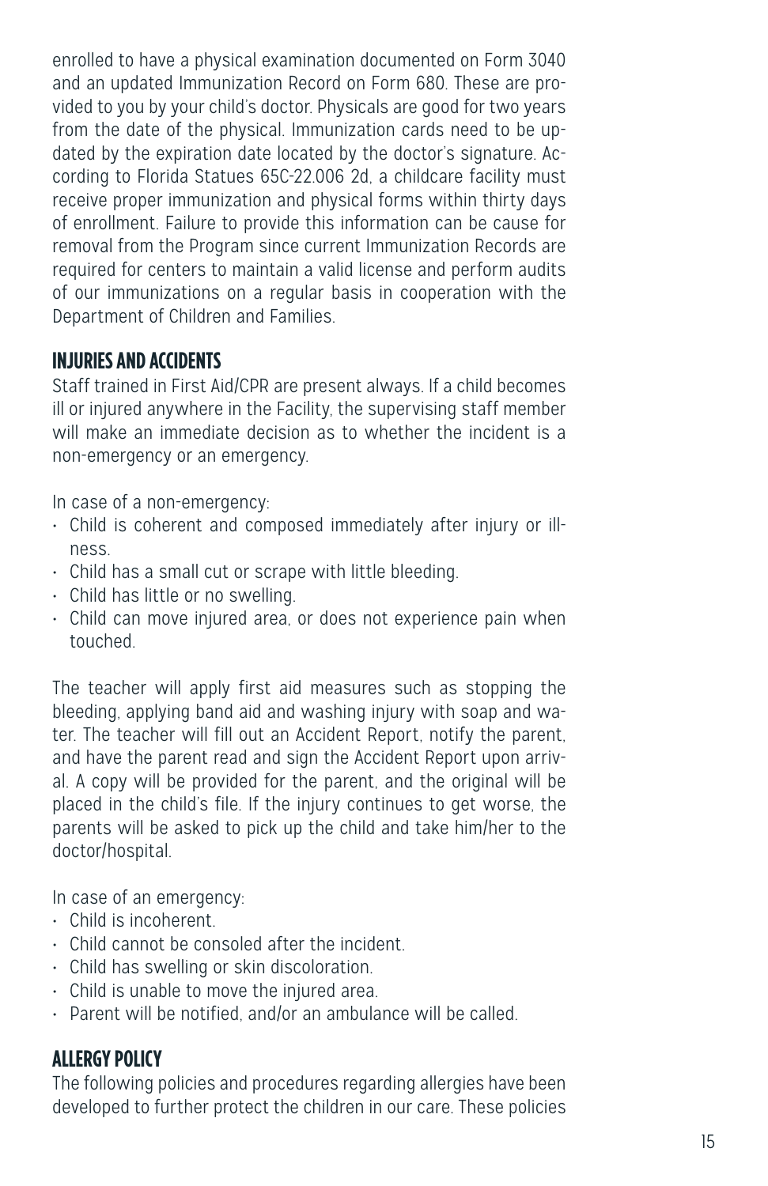enrolled to have a physical examination documented on Form 3040 and an updated Immunization Record on Form 680. These are provided to you by your child's doctor. Physicals are good for two years from the date of the physical. Immunization cards need to be updated by the expiration date located by the doctor's signature. According to Florida Statues 65C-22.006 2d, a childcare facility must receive proper immunization and physical forms within thirty days of enrollment. Failure to provide this information can be cause for removal from the Program since current Immunization Records are required for centers to maintain a valid license and perform audits of our immunizations on a regular basis in cooperation with the Department of Children and Families.

## INJURIES AND ACCIDENTS

Staff trained in First Aid/CPR are present always. If a child becomes ill or injured anywhere in the Facility, the supervising staff member will make an immediate decision as to whether the incident is a non-emergency or an emergency.

In case of a non-emergency:

- Child is coherent and composed immediately after injury or illness.
- Child has a small cut or scrape with little bleeding.
- Child has little or no swelling.
- Child can move injured area, or does not experience pain when touched.

The teacher will apply first aid measures such as stopping the bleeding, applying band aid and washing injury with soap and water. The teacher will fill out an Accident Report, notify the parent, and have the parent read and sign the Accident Report upon arrival. A copy will be provided for the parent, and the original will be placed in the child's file. If the injury continues to get worse, the parents will be asked to pick up the child and take him/her to the doctor/hospital.

In case of an emergency:

- Child is incoherent.
- Child cannot be consoled after the incident.
- Child has swelling or skin discoloration.
- Child is unable to move the injured area.
- Parent will be notified, and/or an ambulance will be called.

## ALLERGY POLICY

The following policies and procedures regarding allergies have been developed to further protect the children in our care. These policies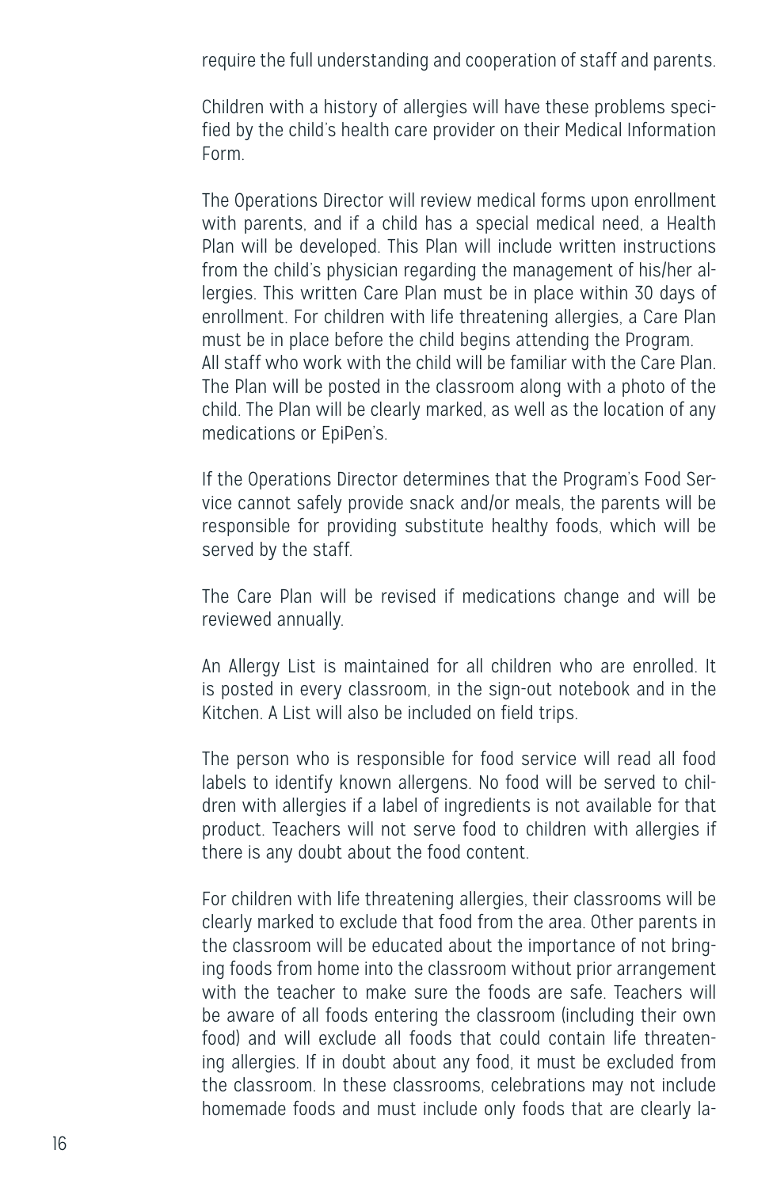require the full understanding and cooperation of staff and parents.

Children with a history of allergies will have these problems specified by the child's health care provider on their Medical Information Form.

The Operations Director will review medical forms upon enrollment with parents, and if a child has a special medical need, a Health Plan will be developed. This Plan will include written instructions from the child's physician regarding the management of his/her allergies. This written Care Plan must be in place within 30 days of enrollment. For children with life threatening allergies, a Care Plan must be in place before the child begins attending the Program. All staff who work with the child will be familiar with the Care Plan. The Plan will be posted in the classroom along with a photo of the child. The Plan will be clearly marked, as well as the location of any medications or EpiPen's.

If the Operations Director determines that the Program's Food Service cannot safely provide snack and/or meals, the parents will be responsible for providing substitute healthy foods, which will be served by the staff.

The Care Plan will be revised if medications change and will be reviewed annually.

An Allergy List is maintained for all children who are enrolled. It is posted in every classroom, in the sign-out notebook and in the Kitchen. A List will also be included on field trips.

The person who is responsible for food service will read all food labels to identify known allergens. No food will be served to children with allergies if a label of ingredients is not available for that product. Teachers will not serve food to children with allergies if there is any doubt about the food content.

For children with life threatening allergies, their classrooms will be clearly marked to exclude that food from the area. Other parents in the classroom will be educated about the importance of not bringing foods from home into the classroom without prior arrangement with the teacher to make sure the foods are safe. Teachers will be aware of all foods entering the classroom (including their own food) and will exclude all foods that could contain life threatening allergies. If in doubt about any food, it must be excluded from the classroom. In these classrooms, celebrations may not include homemade foods and must include only foods that are clearly la-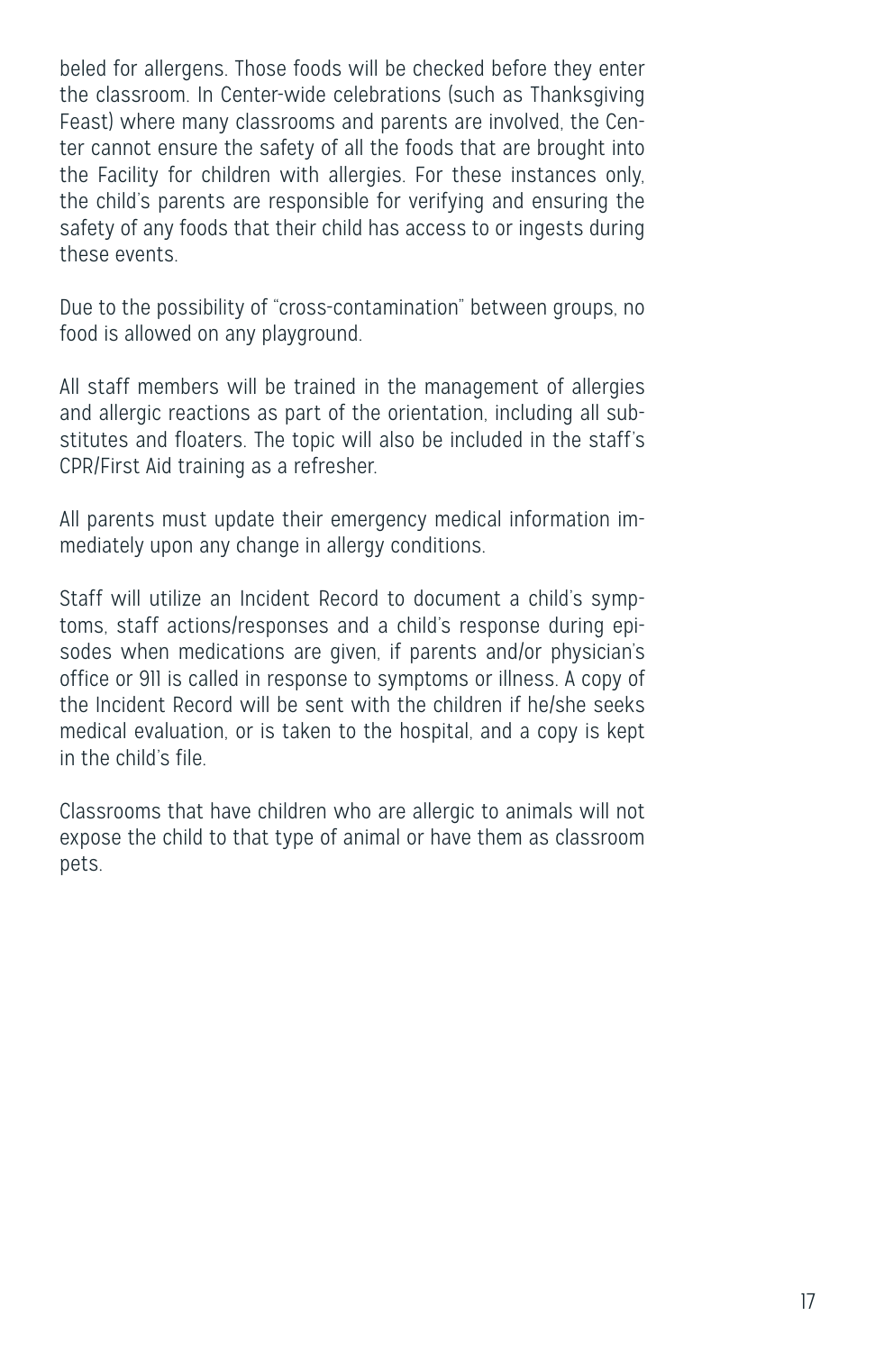beled for allergens. Those foods will be checked before they enter the classroom. In Center-wide celebrations (such as Thanksgiving Feast) where many classrooms and parents are involved, the Center cannot ensure the safety of all the foods that are brought into the Facility for children with allergies. For these instances only, the child's parents are responsible for verifying and ensuring the safety of any foods that their child has access to or ingests during these events.

Due to the possibility of "cross-contamination" between groups, no food is allowed on any playground.

All staff members will be trained in the management of allergies and allergic reactions as part of the orientation, including all substitutes and floaters. The topic will also be included in the staff's CPR/First Aid training as a refresher.

All parents must update their emergency medical information immediately upon any change in allergy conditions.

Staff will utilize an Incident Record to document a child's symptoms, staff actions/responses and a child's response during episodes when medications are given, if parents and/or physician's office or 911 is called in response to symptoms or illness. A copy of the Incident Record will be sent with the children if he/she seeks medical evaluation, or is taken to the hospital, and a copy is kept in the child's file.

Classrooms that have children who are allergic to animals will not expose the child to that type of animal or have them as classroom pets.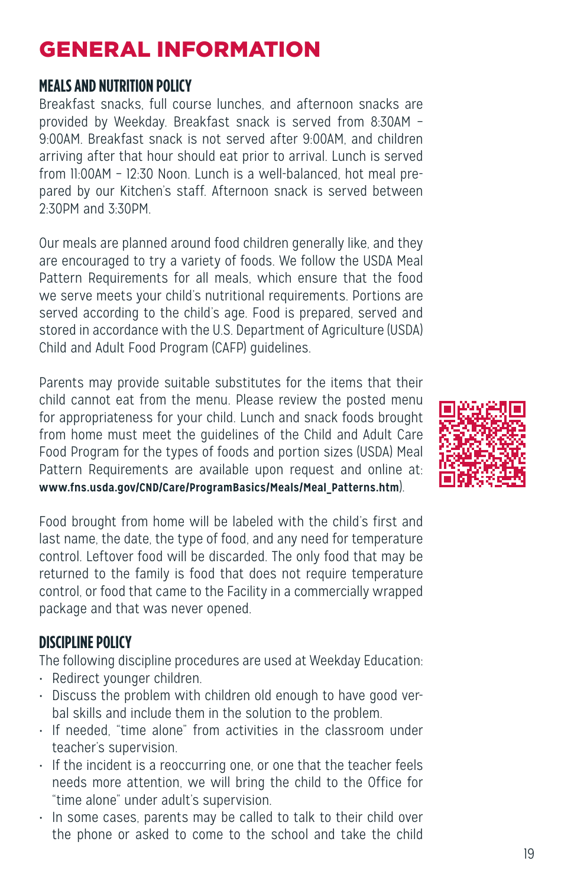# GENERAL INFORMATION

## MEALS AND NUTRITION POLICY

Breakfast snacks, full course lunches, and afternoon snacks are provided by Weekday. Breakfast snack is served from 8:30AM – 9:00AM. Breakfast snack is not served after 9:00AM, and children arriving after that hour should eat prior to arrival. Lunch is served from 11:00AM – 12:30 Noon. Lunch is a well-balanced, hot meal prepared by our Kitchen's staff. Afternoon snack is served between 2:30PM and 3:30PM.

Our meals are planned around food children generally like, and they are encouraged to try a variety of foods. We follow the USDA Meal Pattern Requirements for all meals, which ensure that the food we serve meets your child's nutritional requirements. Portions are served according to the child's age. Food is prepared, served and stored in accordance with the U.S. Department of Agriculture (USDA) Child and Adult Food Program (CAFP) guidelines.

Parents may provide suitable substitutes for the items that their child cannot eat from the menu. Please review the posted menu for appropriateness for your child. Lunch and snack foods brought from home must meet the guidelines of the Child and Adult Care Food Program for the types of foods and portion sizes (USDA) Meal Pattern Requirements are available upon request and online at: **www.fns.usda.gov/CND/Care/ProgramBasics/Meals/Meal_Patterns.htm**).

Food brought from home will be labeled with the child's first and last name, the date, the type of food, and any need for temperature control. Leftover food will be discarded. The only food that may be returned to the family is food that does not require temperature control, or food that came to the Facility in a commercially wrapped package and that was never opened.

## DISCIPLINE POLICY

The following discipline procedures are used at Weekday Education:

- Redirect younger children.
- Discuss the problem with children old enough to have good verbal skills and include them in the solution to the problem.
- If needed, "time alone" from activities in the classroom under teacher's supervision.
- If the incident is a reoccurring one, or one that the teacher feels needs more attention, we will bring the child to the Office for "time alone" under adult's supervision.
- In some cases, parents may be called to talk to their child over the phone or asked to come to the school and take the child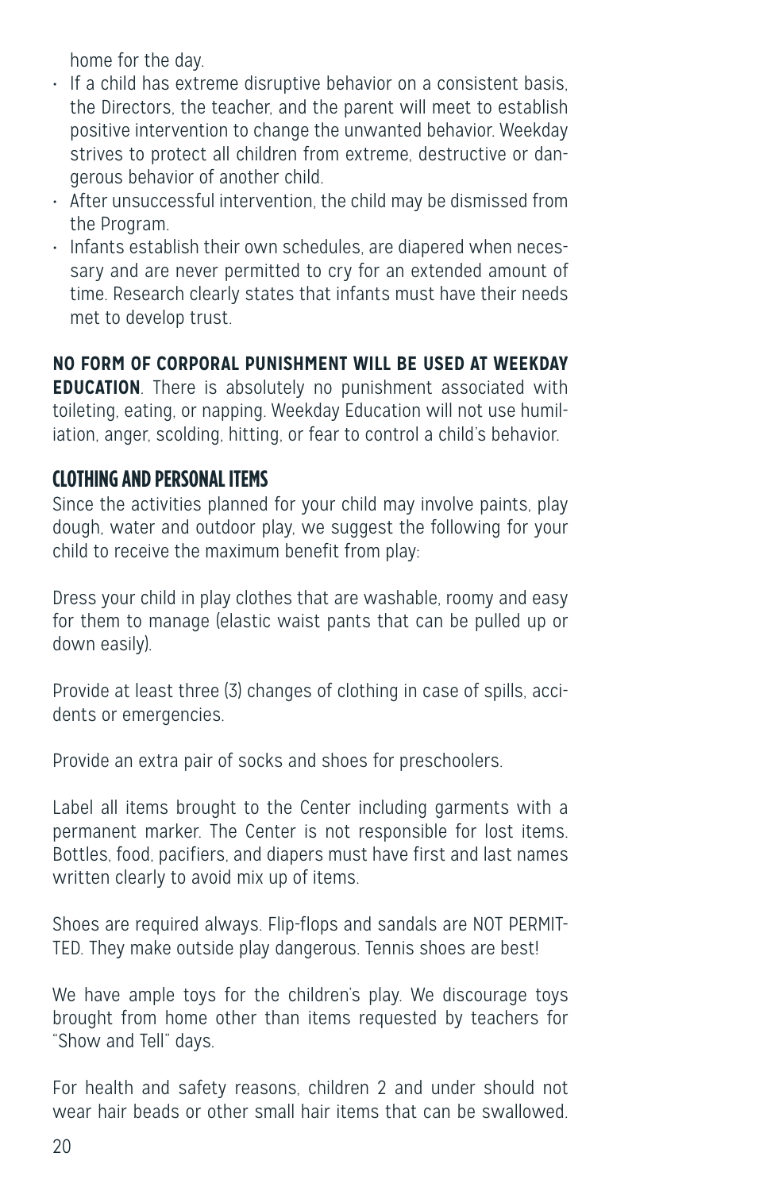home for the day.

- If a child has extreme disruptive behavior on a consistent basis, the Directors, the teacher, and the parent will meet to establish positive intervention to change the unwanted behavior. Weekday strives to protect all children from extreme, destructive or dangerous behavior of another child.
- After unsuccessful intervention, the child may be dismissed from the Program.
- Infants establish their own schedules, are diapered when necessary and are never permitted to cry for an extended amount of time. Research clearly states that infants must have their needs met to develop trust.

**NO FORM OF CORPORAL PUNISHMENT WILL BE USED AT WEEKDAY EDUCATION**. There is absolutely no punishment associated with toileting, eating, or napping. Weekday Education will not use humiliation, anger, scolding, hitting, or fear to control a child's behavior.

## CLOTHING AND PERSONAL ITEMS

Since the activities planned for your child may involve paints, play dough, water and outdoor play, we suggest the following for your child to receive the maximum benefit from play:

Dress your child in play clothes that are washable, roomy and easy for them to manage (elastic waist pants that can be pulled up or down easily).

Provide at least three (3) changes of clothing in case of spills, accidents or emergencies.

Provide an extra pair of socks and shoes for preschoolers.

Label all items brought to the Center including garments with a permanent marker. The Center is not responsible for lost items. Bottles, food, pacifiers, and diapers must have first and last names written clearly to avoid mix up of items.

Shoes are required always. Flip-flops and sandals are NOT PERMITTED. They make outside play dangerous. Tennis shoes are best!

We have ample toys for the children's play. We discourage toys brought from home other than items requested by teachers for "Show and Tell" days.

For health and safety reasons, children 2 and under should not wear hair beads or other small hair items that can be swallowed.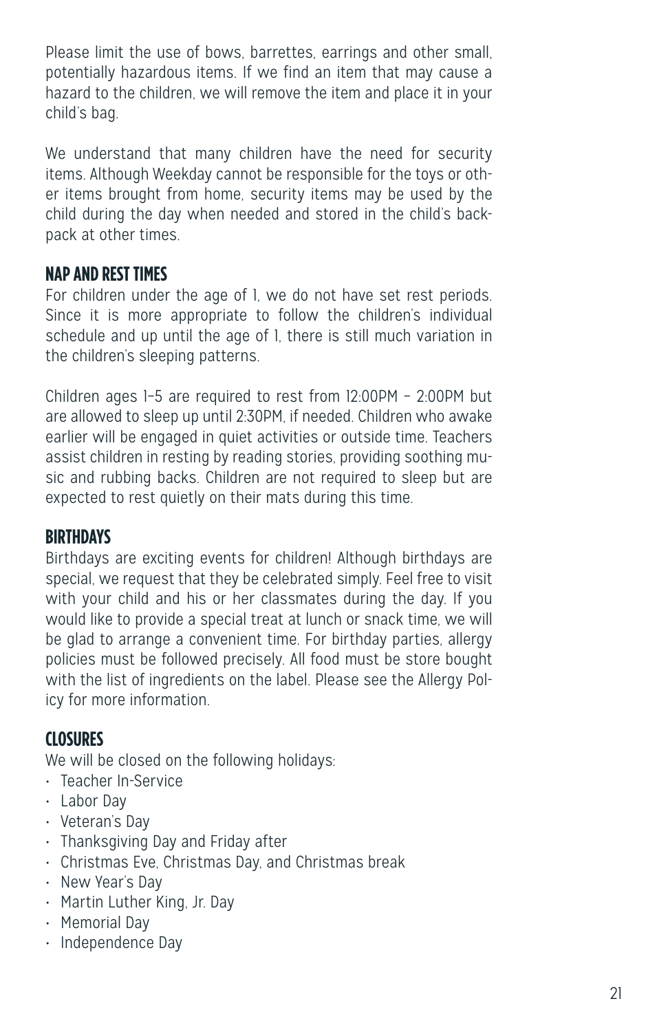Please limit the use of bows, barrettes, earrings and other small, potentially hazardous items. If we find an item that may cause a hazard to the children, we will remove the item and place it in your child's bag.

We understand that many children have the need for security items. Although Weekday cannot be responsible for the toys or other items brought from home, security items may be used by the child during the day when needed and stored in the child's backpack at other times.

## NAP AND REST TIMES

For children under the age of 1, we do not have set rest periods. Since it is more appropriate to follow the children's individual schedule and up until the age of 1, there is still much variation in the children's sleeping patterns.

Children ages 1–5 are required to rest from 12:00PM – 2:00PM but are allowed to sleep up until 2:30PM, if needed. Children who awake earlier will be engaged in quiet activities or outside time. Teachers assist children in resting by reading stories, providing soothing music and rubbing backs. Children are not required to sleep but are expected to rest quietly on their mats during this time.

## BIRTHDAYS

Birthdays are exciting events for children! Although birthdays are special, we request that they be celebrated simply. Feel free to visit with your child and his or her classmates during the day. If you would like to provide a special treat at lunch or snack time, we will be glad to arrange a convenient time. For birthday parties, allergy policies must be followed precisely. All food must be store bought with the list of ingredients on the label. Please see the Allergy Policy for more information.

## CLOSURES

We will be closed on the following holidays:

- Teacher In-Service
- Labor Day
- Veteran's Day
- Thanksgiving Day and Friday after
- Christmas Eve, Christmas Day, and Christmas break
- New Year's Day
- Martin Luther King, Jr. Day
- Memorial Day
- Independence Day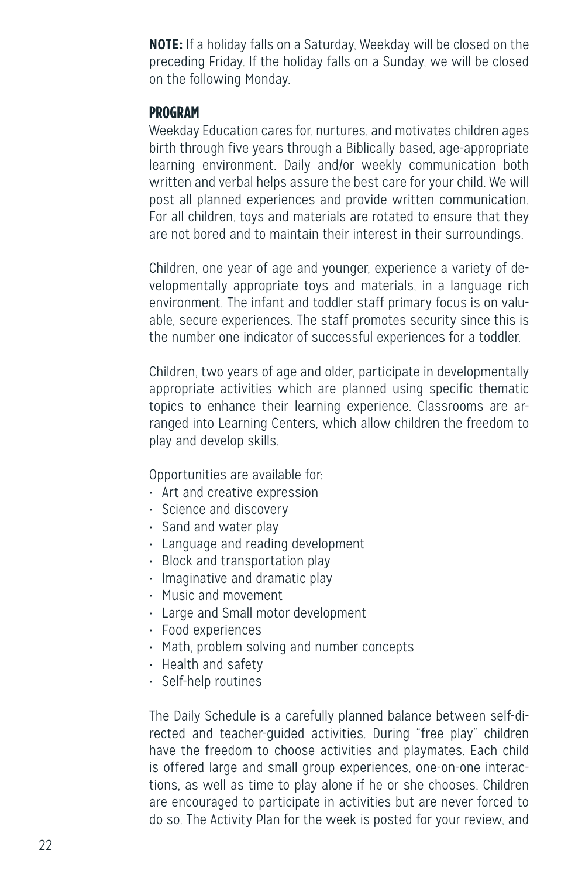**NOTE:** If a holiday falls on a Saturday, Weekday will be closed on the preceding Friday. If the holiday falls on a Sunday, we will be closed on the following Monday.

## PROGRAM

Weekday Education cares for, nurtures, and motivates children ages birth through five years through a Biblically based, age-appropriate learning environment. Daily and/or weekly communication both written and verbal helps assure the best care for your child. We will post all planned experiences and provide written communication. For all children, toys and materials are rotated to ensure that they are not bored and to maintain their interest in their surroundings.

Children, one year of age and younger, experience a variety of developmentally appropriate toys and materials, in a language rich environment. The infant and toddler staff primary focus is on valuable, secure experiences. The staff promotes security since this is the number one indicator of successful experiences for a toddler.

Children, two years of age and older, participate in developmentally appropriate activities which are planned using specific thematic topics to enhance their learning experience. Classrooms are arranged into Learning Centers, which allow children the freedom to play and develop skills.

Opportunities are available for:

- Art and creative expression
- Science and discovery
- Sand and water play
- Language and reading development
- Block and transportation play
- Imaginative and dramatic play
- Music and movement
- Large and Small motor development
- Food experiences
- Math, problem solving and number concepts
- Health and safety
- Self-help routines

The Daily Schedule is a carefully planned balance between self-directed and teacher-guided activities. During "free play" children have the freedom to choose activities and playmates. Each child is offered large and small group experiences, one-on-one interactions, as well as time to play alone if he or she chooses. Children are encouraged to participate in activities but are never forced to do so. The Activity Plan for the week is posted for your review, and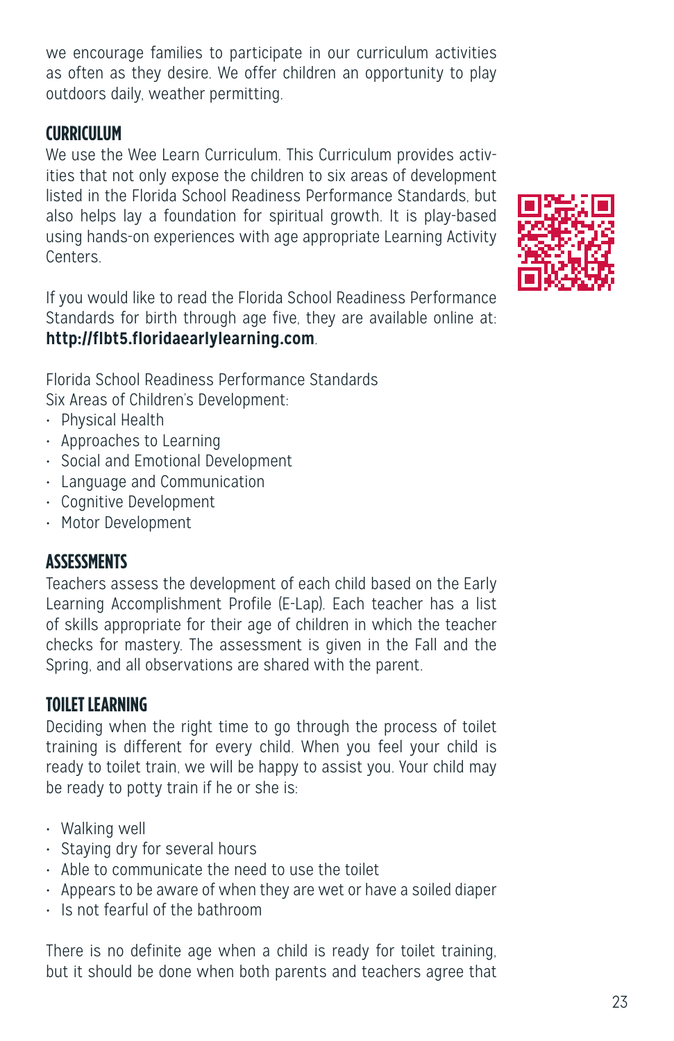we encourage families to participate in our curriculum activities as often as they desire. We offer children an opportunity to play outdoors daily, weather permitting.

## CURRICULUM

We use the Wee Learn Curriculum. This Curriculum provides activities that not only expose the children to six areas of development listed in the Florida School Readiness Performance Standards, but also helps lay a foundation for spiritual growth. It is play-based using hands-on experiences with age appropriate Learning Activity Centers.

If you would like to read the Florida School Readiness Performance Standards for birth through age five, they are available online at: **http://flbt5.floridaearlylearning.com**.

Florida School Readiness Performance Standards
Six Areas of Children's Development:

- Physical Health
- Approaches to Learning
- Social and Emotional Development
- Language and Communication
- Cognitive Development
- Motor Development

## ASSESSMENTS

Teachers assess the development of each child based on the Early Learning Accomplishment Profile (E-Lap). Each teacher has a list of skills appropriate for their age of children in which the teacher checks for mastery. The assessment is given in the Fall and the Spring, and all observations are shared with the parent.

## TOILET LEARNING

Deciding when the right time to go through the process of toilet training is different for every child. When you feel your child is ready to toilet train, we will be happy to assist you. Your child may be ready to potty train if he or she is:

- Walking well
- Staying dry for several hours
- Able to communicate the need to use the toilet
- Appears to be aware of when they are wet or have a soiled diaper
- Is not fearful of the bathroom

There is no definite age when a child is ready for toilet training, but it should be done when both parents and teachers agree that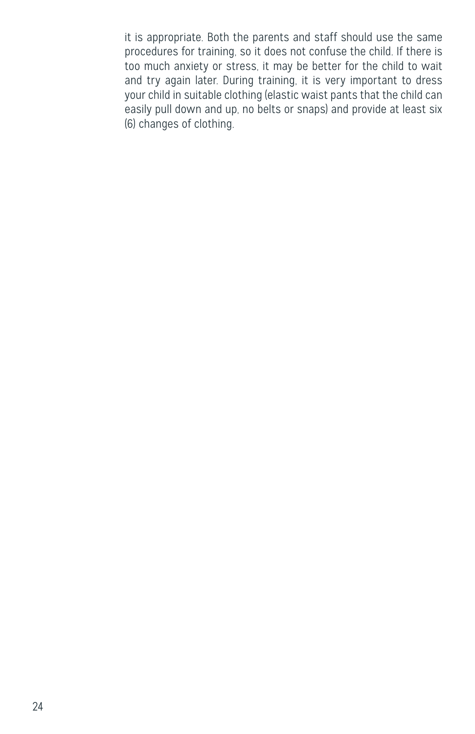it is appropriate. Both the parents and staff should use the same procedures for training, so it does not confuse the child. If there is too much anxiety or stress, it may be better for the child to wait and try again later. During training, it is very important to dress your child in suitable clothing (elastic waist pants that the child can easily pull down and up, no belts or snaps) and provide at least six (6) changes of clothing.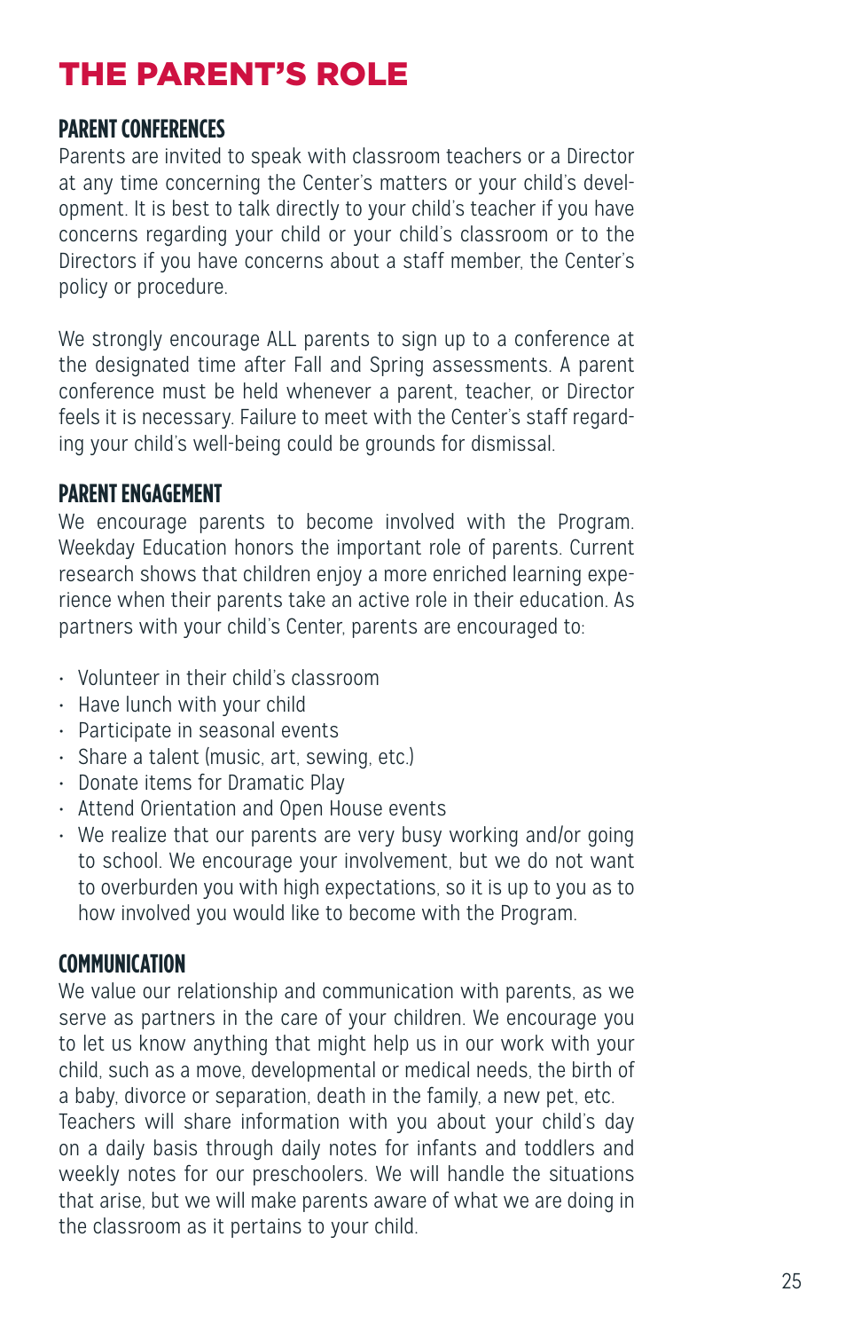# THE PARENT'S ROLE

## PARENT CONFERENCES

Parents are invited to speak with classroom teachers or a Director at any time concerning the Center's matters or your child's development. It is best to talk directly to your child's teacher if you have concerns regarding your child or your child's classroom or to the Directors if you have concerns about a staff member, the Center's policy or procedure.

We strongly encourage ALL parents to sign up to a conference at the designated time after Fall and Spring assessments. A parent conference must be held whenever a parent, teacher, or Director feels it is necessary. Failure to meet with the Center's staff regarding your child's well-being could be grounds for dismissal.

## PARENT ENGAGEMENT

We encourage parents to become involved with the Program. Weekday Education honors the important role of parents. Current research shows that children enjoy a more enriched learning experience when their parents take an active role in their education. As partners with your child's Center, parents are encouraged to:

- Volunteer in their child's classroom
- Have lunch with your child
- Participate in seasonal events
- Share a talent (music, art, sewing, etc.)
- Donate items for Dramatic Play
- Attend Orientation and Open House events
- We realize that our parents are very busy working and/or going to school. We encourage your involvement, but we do not want to overburden you with high expectations, so it is up to you as to how involved you would like to become with the Program.

## COMMUNICATION

We value our relationship and communication with parents, as we serve as partners in the care of your children. We encourage you to let us know anything that might help us in our work with your child, such as a move, developmental or medical needs, the birth of a baby, divorce or separation, death in the family, a new pet, etc. Teachers will share information with you about your child's day on a daily basis through daily notes for infants and toddlers and weekly notes for our preschoolers. We will handle the situations that arise, but we will make parents aware of what we are doing in the classroom as it pertains to your child.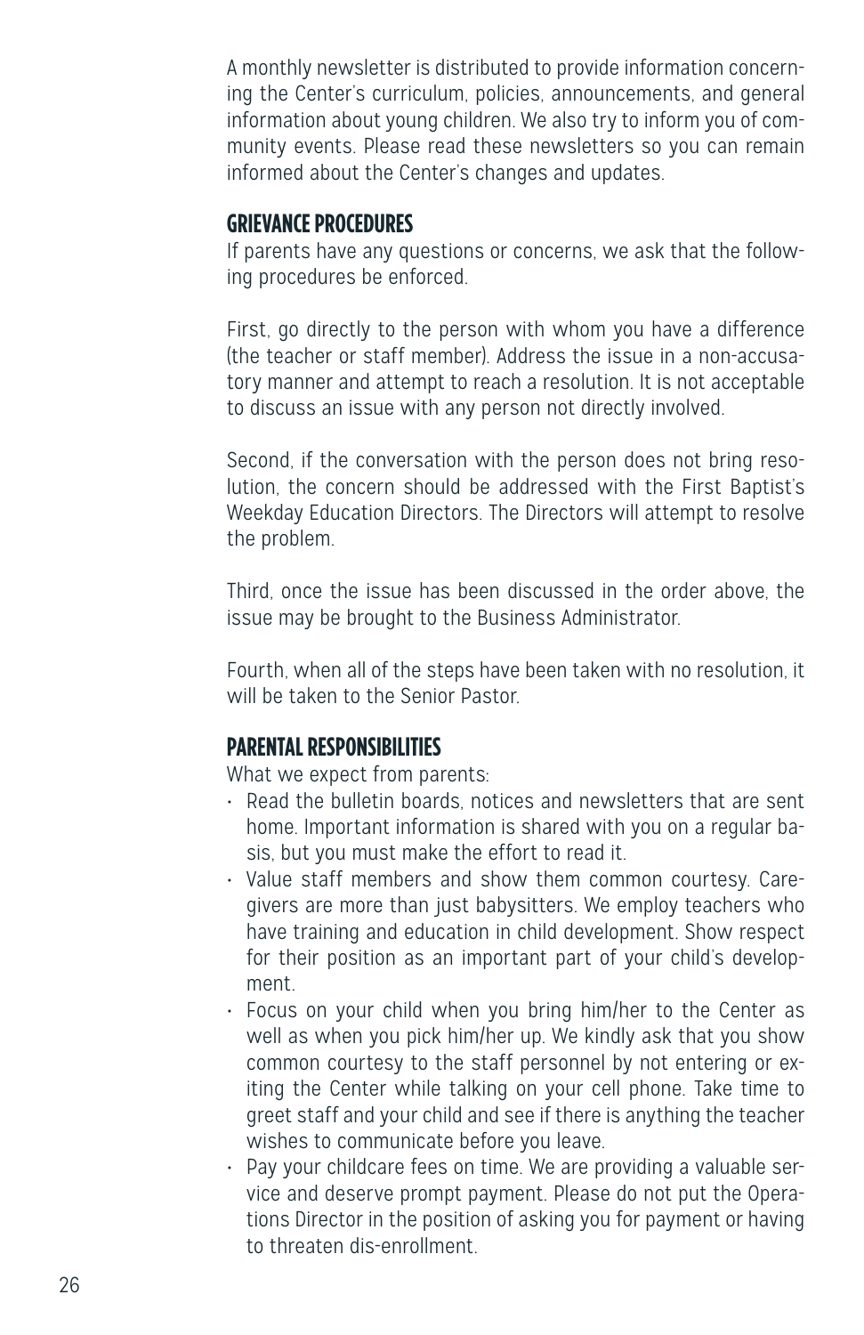A monthly newsletter is distributed to provide information concerning the Center's curriculum, policies, announcements, and general information about young children. We also try to inform you of community events. Please read these newsletters so you can remain informed about the Center's changes and updates.

## GRIEVANCE PROCEDURES

If parents have any questions or concerns, we ask that the following procedures be enforced.

First, go directly to the person with whom you have a difference (the teacher or staff member). Address the issue in a non-accusatory manner and attempt to reach a resolution. It is not acceptable to discuss an issue with any person not directly involved.

Second, if the conversation with the person does not bring resolution, the concern should be addressed with the First Baptist's Weekday Education Directors. The Directors will attempt to resolve the problem.

Third, once the issue has been discussed in the order above, the issue may be brought to the Business Administrator.

Fourth, when all of the steps have been taken with no resolution, it will be taken to the Senior Pastor.

## PARENTAL RESPONSIBILITIES

What we expect from parents:

- Read the bulletin boards, notices and newsletters that are sent home. Important information is shared with you on a regular basis, but you must make the effort to read it.
- Value staff members and show them common courtesy. Caregivers are more than just babysitters. We employ teachers who have training and education in child development. Show respect for their position as an important part of your child's development.
- Focus on your child when you bring him/her to the Center as well as when you pick him/her up. We kindly ask that you show common courtesy to the staff personnel by not entering or exiting the Center while talking on your cell phone. Take time to greet staff and your child and see if there is anything the teacher wishes to communicate before you leave.
- Pay your childcare fees on time. We are providing a valuable service and deserve prompt payment. Please do not put the Operations Director in the position of asking you for payment or having to threaten dis-enrollment.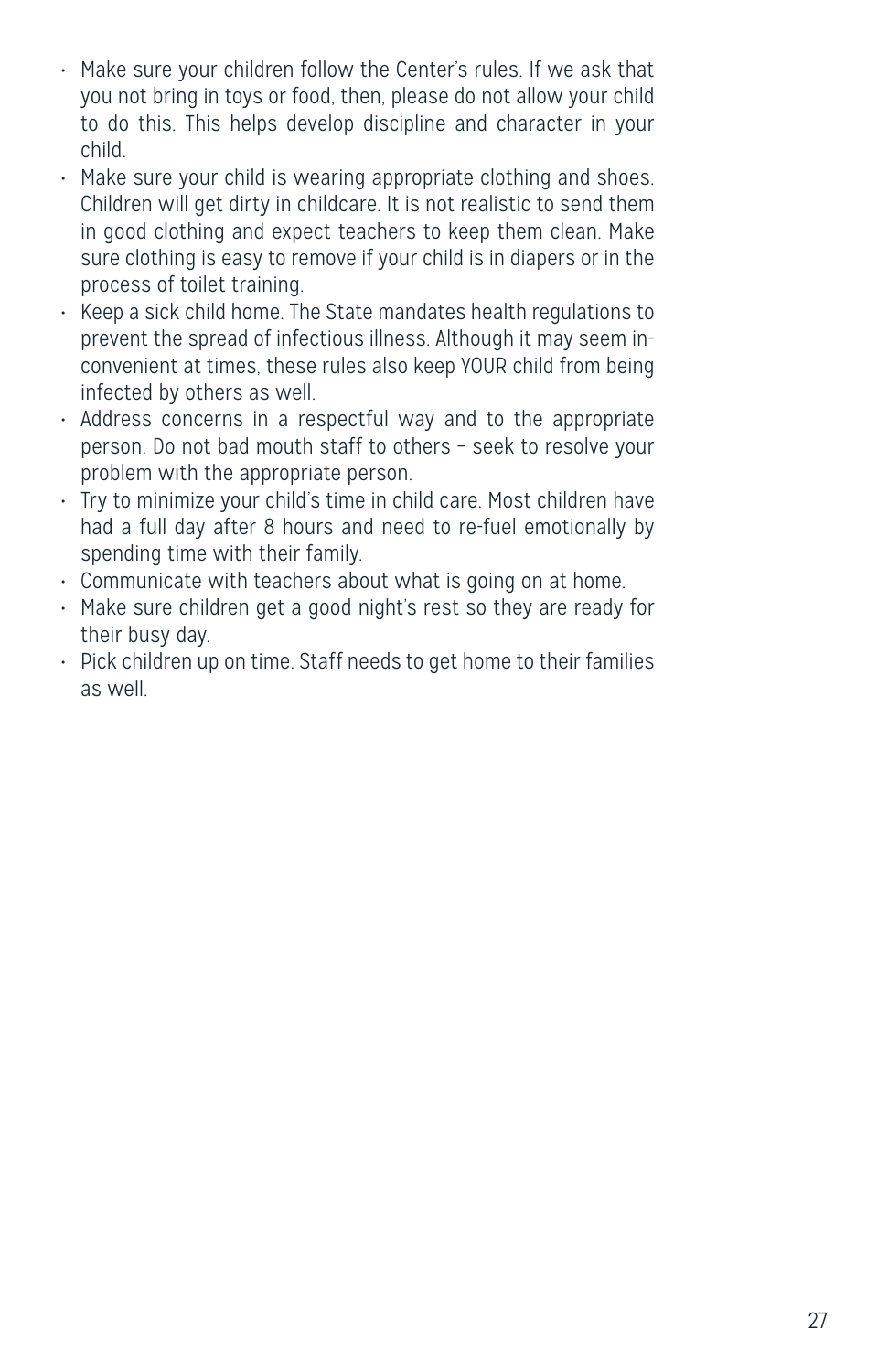- Make sure your children follow the Center's rules. If we ask that you not bring in toys or food, then, please do not allow your child to do this. This helps develop discipline and character in your child.
- Make sure your child is wearing appropriate clothing and shoes. Children will get dirty in childcare. It is not realistic to send them in good clothing and expect teachers to keep them clean. Make sure clothing is easy to remove if your child is in diapers or in the process of toilet training.
- Keep a sick child home. The State mandates health regulations to prevent the spread of infectious illness. Although it may seem inconvenient at times, these rules also keep YOUR child from being infected by others as well.
- Address concerns in a respectful way and to the appropriate person. Do not bad mouth staff to others – seek to resolve your problem with the appropriate person.
- Try to minimize your child's time in child care. Most children have had a full day after 8 hours and need to re-fuel emotionally by spending time with their family.
- Communicate with teachers about what is going on at home.
- Make sure children get a good night's rest so they are ready for their busy day.
- Pick children up on time. Staff needs to get home to their families as well.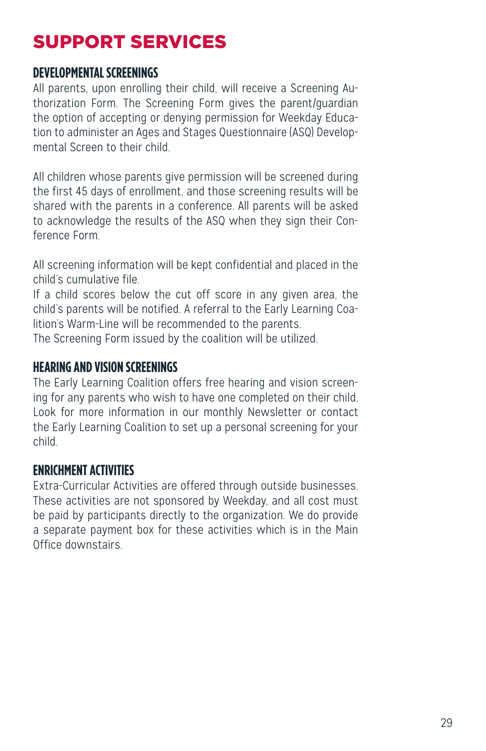# SUPPORT SERVICES

## DEVELOPMENTAL SCREENINGS

All parents, upon enrolling their child, will receive a Screening Authorization Form. The Screening Form gives the parent/guardian the option of accepting or denying permission for Weekday Education to administer an Ages and Stages Questionnaire (ASQ) Developmental Screen to their child.

All children whose parents give permission will be screened during the first 45 days of enrollment, and those screening results will be shared with the parents in a conference. All parents will be asked to acknowledge the results of the ASQ when they sign their Conference Form.

All screening information will be kept confidential and placed in the child's cumulative file.
If a child scores below the cut off score in any given area, the child's parents will be notified. A referral to the Early Learning Coalition's Warm-Line will be recommended to the parents.
The Screening Form issued by the coalition will be utilized.

## HEARING AND VISION SCREENINGS

The Early Learning Coalition offers free hearing and vision screening for any parents who wish to have one completed on their child. Look for more information in our monthly Newsletter or contact the Early Learning Coalition to set up a personal screening for your child.

## ENRICHMENT ACTIVITIES

Extra-Curricular Activities are offered through outside businesses. These activities are not sponsored by Weekday, and all cost must be paid by participants directly to the organization. We do provide a separate payment box for these activities which is in the Main Office downstairs.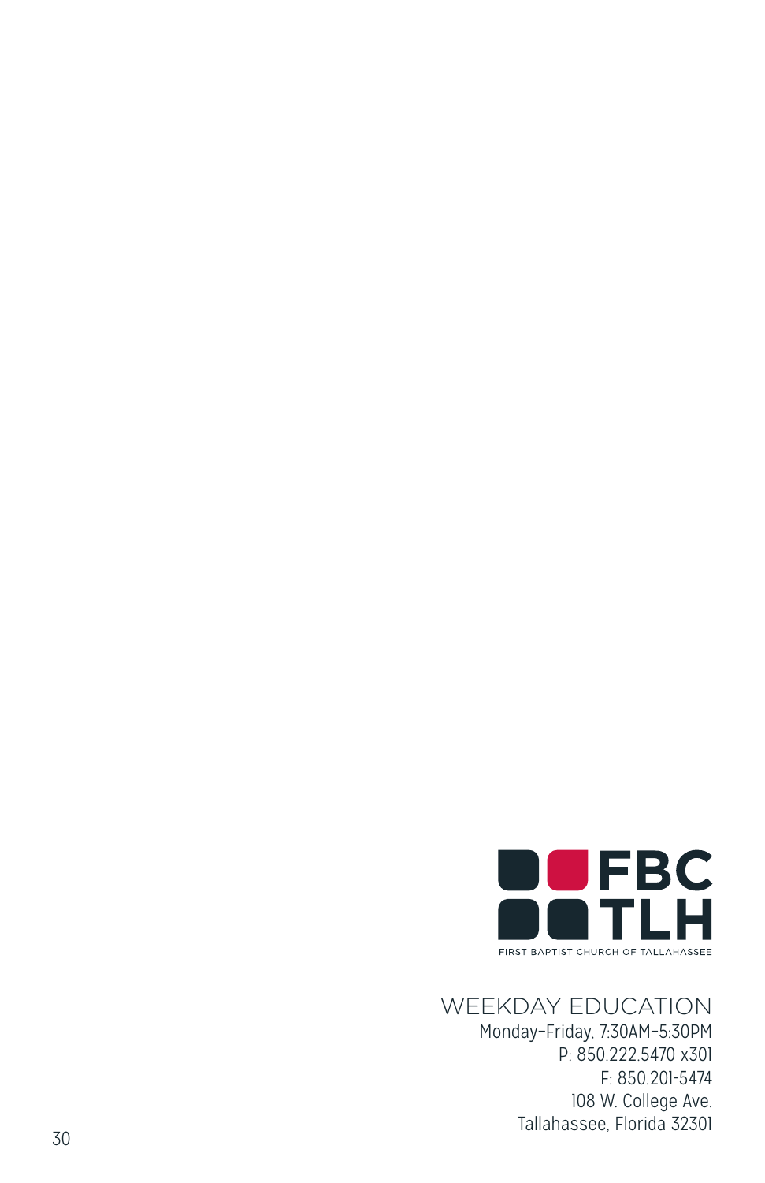FBC
TLH
FIRST BAPTIST CHURCH OF TALLAHASSEE

## WEEKDAY EDUCATION

Monday–Friday, 7:30AM–5:30PM
P: 850.222.5470 x301
F: 850.201-5474
108 W. College Ave.
Tallahassee, Florida 32301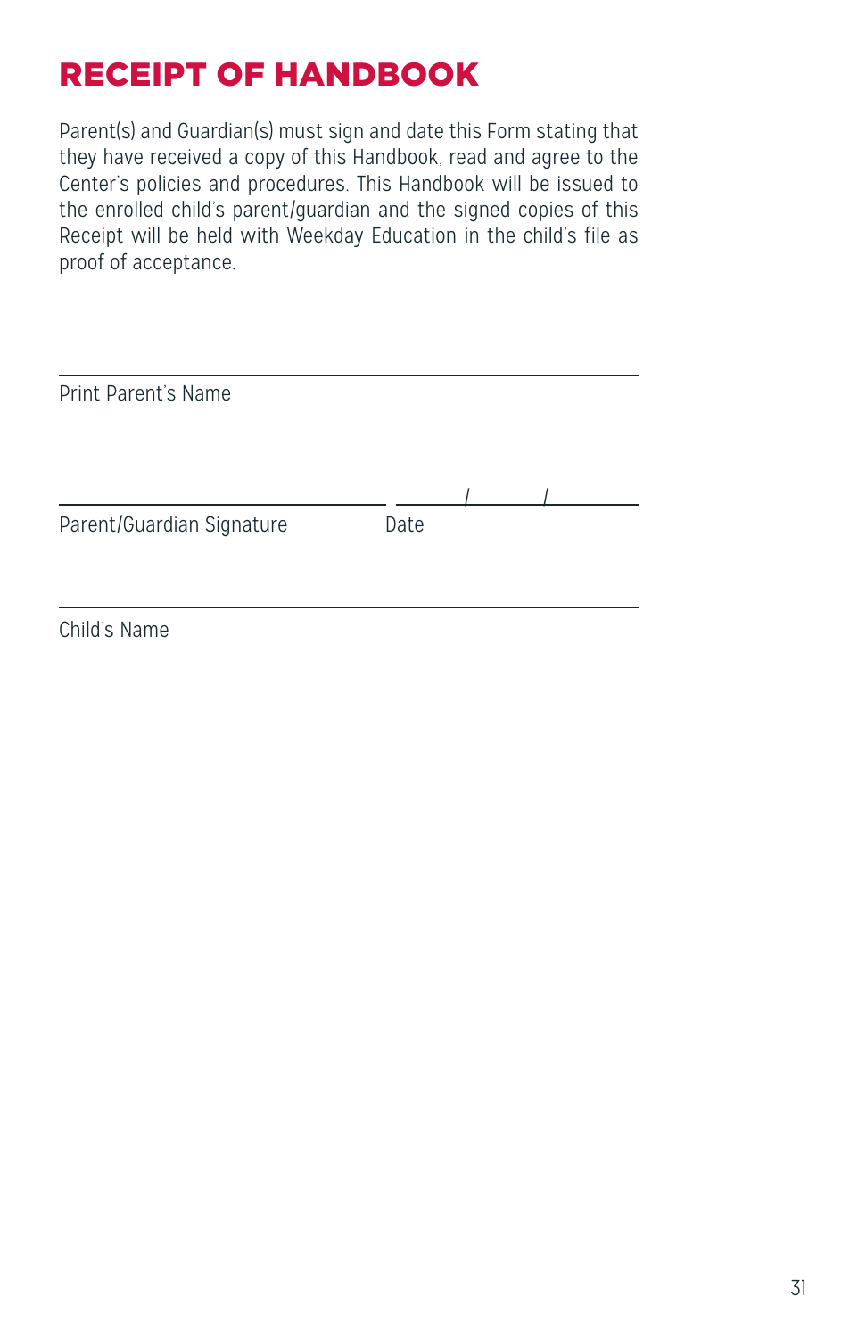# RECEIPT OF HANDBOOK

Parent(s) and Guardian(s) must sign and date this Form stating that they have received a copy of this Handbook, read and agree to the Center's policies and procedures. This Handbook will be issued to the enrolled child's parent/guardian and the signed copies of this Receipt will be held with Weekday Education in the child's file as proof of acceptance.

\_\_\_\_\_\_\_\_\_\_\_\_\_\_\_\_\_\_\_\_\_\_\_\_\_\_\_\_\_\_\_\_\_\_\_\_\_\_\_\_\_\_\_\_\_\_\_\_\_\_\_\_

Print Parent's Name

\_\_\_\_\_\_\_\_\_\_\_\_\_\_\_\_\_\_\_\_\_\_\_\_\_\_\_\_\_\_\_\_ \_\_\_\_\_\_/\_\_\_\_\_\_/\_\_\_\_\_\_

Parent/Guardian Signature Date

\_\_\_\_\_\_\_\_\_\_\_\_\_\_\_\_\_\_\_\_\_\_\_\_\_\_\_\_\_\_\_\_\_\_\_\_\_\_\_\_\_\_\_\_\_\_\_\_\_\_\_\_

Child's Name